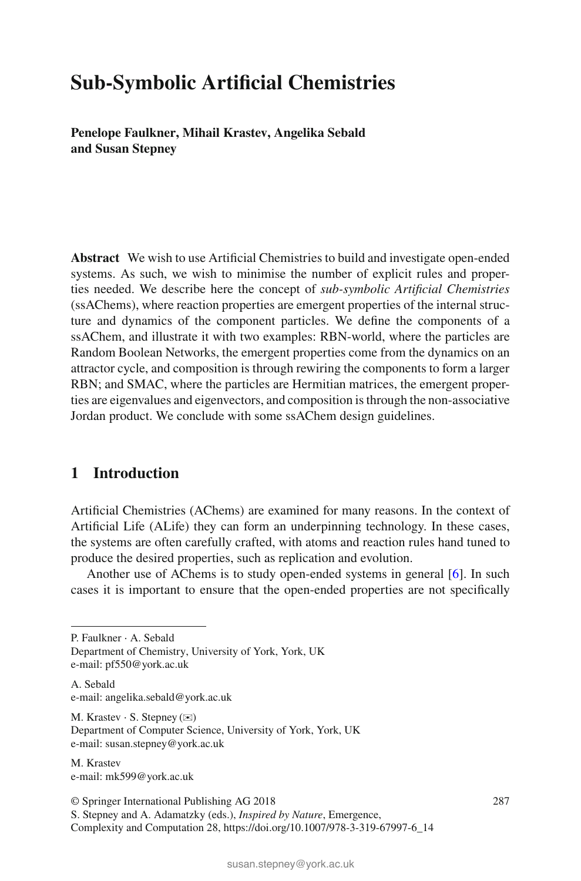# Sub-Symbolic Artificial Chemistries

**Penelope Faulkner, Mihail Krastev, Angelika Sebald and Susan Stepney**

**Abstract** We wish to use Artificial Chemistries to build and investigate open-ended systems. As such, we wish to minimise the number of explicit rules and properties needed. We describe here the concept of *sub-symbolic Artificial Chemistries* (ssAChems), where reaction properties are emergent properties of the internal structure and dynamics of the component particles. We define the components of a ssAChem, and illustrate it with two examples: RBN-world, where the particles are Random Boolean Networks, the emergent properties come from the dynamics on an attractor cycle, and composition is through rewiring the components to form a larger RBN; and SMAC, where the particles are Hermitian matrices, the emergent properties are eigenvalues and eigenvectors, and composition is through the non-associative Jordan product. We conclude with some ssAChem design guidelines.

## 1 Introduction

Artificial Chemistries (AChems) are examined for many reasons. In the context of Artificial Life (ALife) they can form an underpinning technology. In these cases, the systems are often carefully crafted, with atoms and reaction rules hand tuned to produce the desired properties, such as replication and evolution.

Another use of AChems is to study open-ended systems in general [6]. In such cases it is important to ensure that the open-ended properties are not specifically

---

P. Faulkner · A. Sebald
Department of Chemistry, University of York, York, UK
e-mail: pf550@york.ac.uk

A. Sebald
e-mail: angelika.sebald@york.ac.uk

M. Krastev · S. Stepney (✉)
Department of Computer Science, University of York, York, UK
e-mail: susan.stepney@york.ac.uk

M. Krastev
e-mail: mk599@york.ac.uk

© Springer International Publishing AG 2018
S. Stepney and A. Adamatzky (eds.), *Inspired by Nature*, Emergence, Complexity and Computation 28, https://doi.org/10.1007/978-3-319-67997-6_14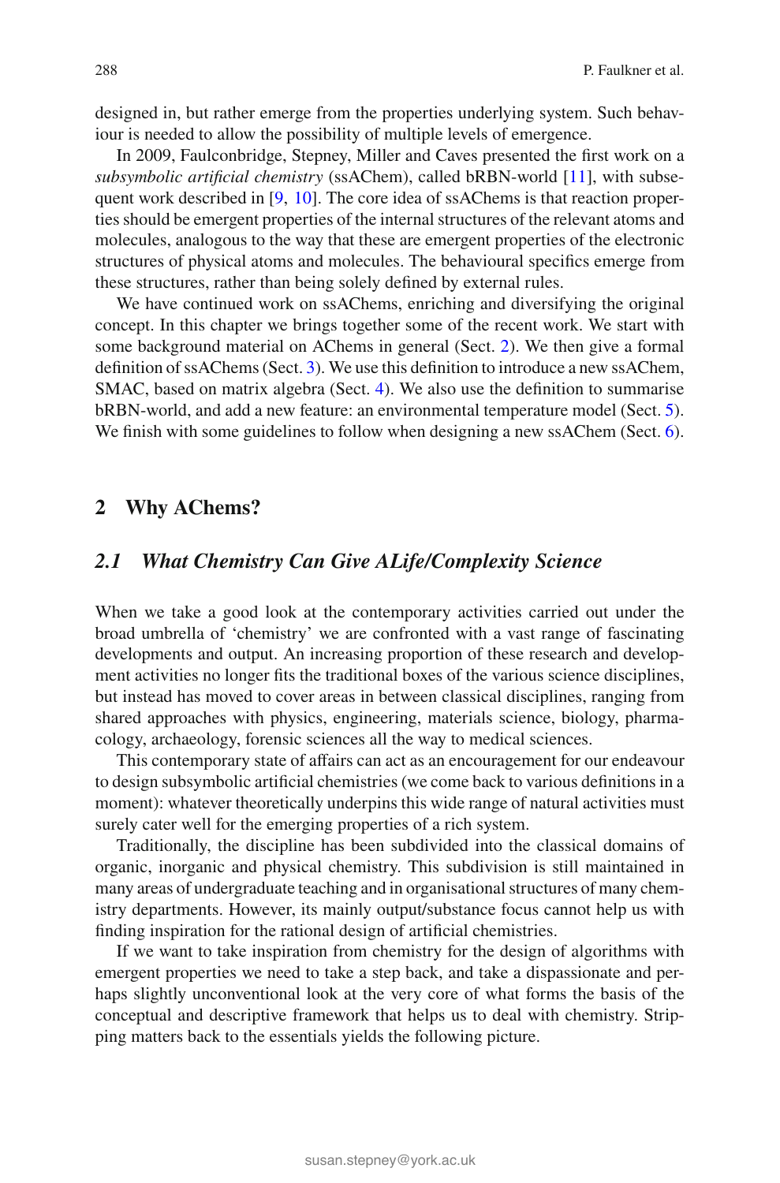designed in, but rather emerge from the properties underlying system. Such behaviour is needed to allow the possibility of multiple levels of emergence.

In 2009, Faulconbridge, Stepney, Miller and Caves presented the first work on a *subsymbolic artificial chemistry* (ssAChem), called bRBN-world [11], with subsequent work described in [9, 10]. The core idea of ssAChems is that reaction properties should be emergent properties of the internal structures of the relevant atoms and molecules, analogous to the way that these are emergent properties of the electronic structures of physical atoms and molecules. The behavioural specifics emerge from these structures, rather than being solely defined by external rules.

We have continued work on ssAChems, enriching and diversifying the original concept. In this chapter we brings together some of the recent work. We start with some background material on AChems in general (Sect. 2). We then give a formal definition of ssAChems (Sect. 3). We use this definition to introduce a new ssAChem, SMAC, based on matrix algebra (Sect. 4). We also use the definition to summarise bRBN-world, and add a new feature: an environmental temperature model (Sect. 5). We finish with some guidelines to follow when designing a new ssAChem (Sect. 6).

## 2 Why AChems?

### *2.1 What Chemistry Can Give ALife/Complexity Science*

When we take a good look at the contemporary activities carried out under the broad umbrella of 'chemistry' we are confronted with a vast range of fascinating developments and output. An increasing proportion of these research and development activities no longer fits the traditional boxes of the various science disciplines, but instead has moved to cover areas in between classical disciplines, ranging from shared approaches with physics, engineering, materials science, biology, pharmacology, archaeology, forensic sciences all the way to medical sciences.

This contemporary state of affairs can act as an encouragement for our endeavour to design subsymbolic artificial chemistries (we come back to various definitions in a moment): whatever theoretically underpins this wide range of natural activities must surely cater well for the emerging properties of a rich system.

Traditionally, the discipline has been subdivided into the classical domains of organic, inorganic and physical chemistry. This subdivision is still maintained in many areas of undergraduate teaching and in organisational structures of many chemistry departments. However, its mainly output/substance focus cannot help us with finding inspiration for the rational design of artificial chemistries.

If we want to take inspiration from chemistry for the design of algorithms with emergent properties we need to take a step back, and take a dispassionate and perhaps slightly unconventional look at the very core of what forms the basis of the conceptual and descriptive framework that helps us to deal with chemistry. Stripping matters back to the essentials yields the following picture.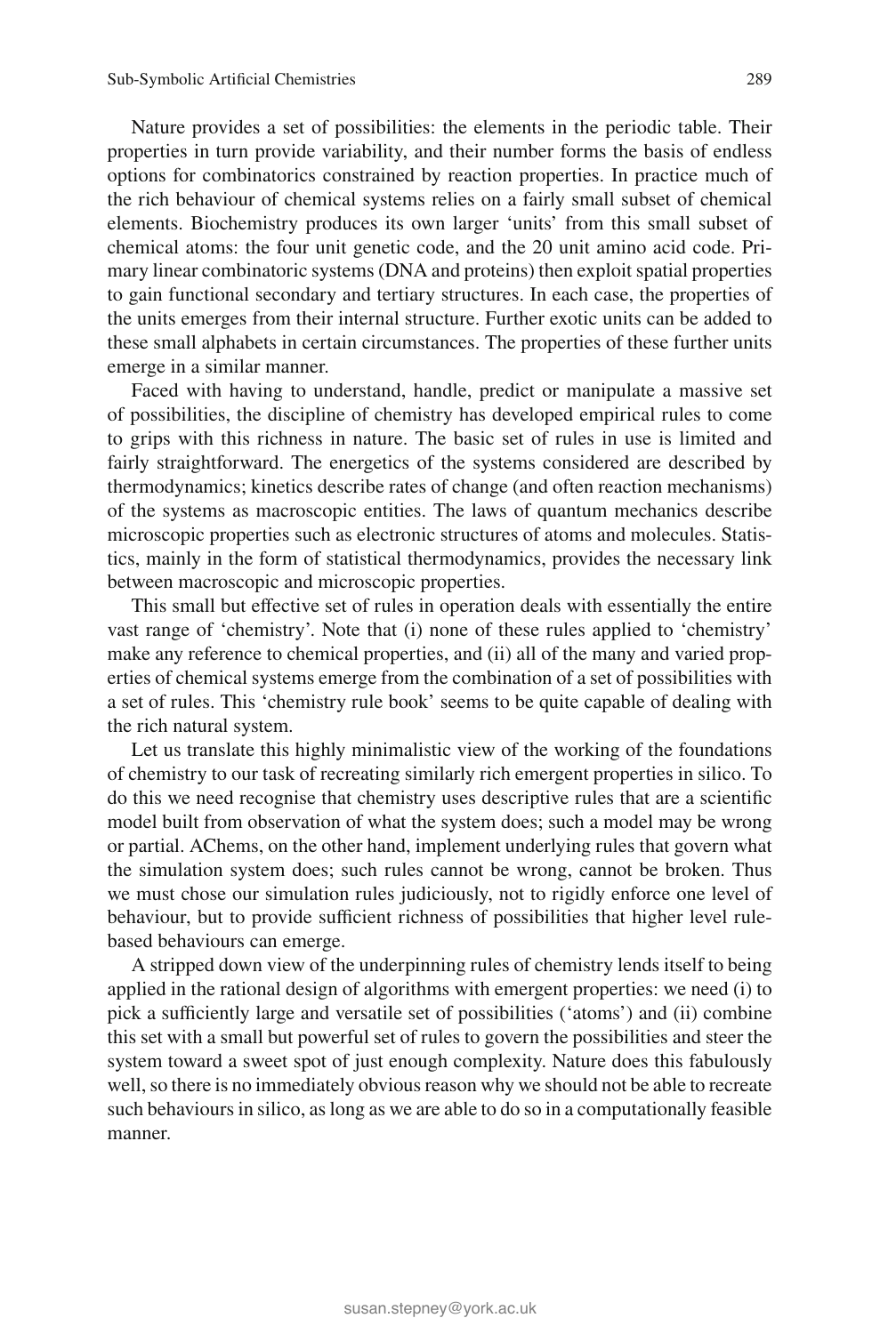Nature provides a set of possibilities: the elements in the periodic table. Their properties in turn provide variability, and their number forms the basis of endless options for combinatorics constrained by reaction properties. In practice much of the rich behaviour of chemical systems relies on a fairly small subset of chemical elements. Biochemistry produces its own larger 'units' from this small subset of chemical atoms: the four unit genetic code, and the 20 unit amino acid code. Primary linear combinatoric systems (DNA and proteins) then exploit spatial properties to gain functional secondary and tertiary structures. In each case, the properties of the units emerges from their internal structure. Further exotic units can be added to these small alphabets in certain circumstances. The properties of these further units emerge in a similar manner.

Faced with having to understand, handle, predict or manipulate a massive set of possibilities, the discipline of chemistry has developed empirical rules to come to grips with this richness in nature. The basic set of rules in use is limited and fairly straightforward. The energetics of the systems considered are described by thermodynamics; kinetics describe rates of change (and often reaction mechanisms) of the systems as macroscopic entities. The laws of quantum mechanics describe microscopic properties such as electronic structures of atoms and molecules. Statistics, mainly in the form of statistical thermodynamics, provides the necessary link between macroscopic and microscopic properties.

This small but effective set of rules in operation deals with essentially the entire vast range of 'chemistry'. Note that (i) none of these rules applied to 'chemistry' make any reference to chemical properties, and (ii) all of the many and varied properties of chemical systems emerge from the combination of a set of possibilities with a set of rules. This 'chemistry rule book' seems to be quite capable of dealing with the rich natural system.

Let us translate this highly minimalistic view of the working of the foundations of chemistry to our task of recreating similarly rich emergent properties in silico. To do this we need recognise that chemistry uses descriptive rules that are a scientific model built from observation of what the system does; such a model may be wrong or partial. AChems, on the other hand, implement underlying rules that govern what the simulation system does; such rules cannot be wrong, cannot be broken. Thus we must chose our simulation rules judiciously, not to rigidly enforce one level of behaviour, but to provide sufficient richness of possibilities that higher level rule-based behaviours can emerge.

A stripped down view of the underpinning rules of chemistry lends itself to being applied in the rational design of algorithms with emergent properties: we need (i) to pick a sufficiently large and versatile set of possibilities ('atoms') and (ii) combine this set with a small but powerful set of rules to govern the possibilities and steer the system toward a sweet spot of just enough complexity. Nature does this fabulously well, so there is no immediately obvious reason why we should not be able to recreate such behaviours in silico, as long as we are able to do so in a computationally feasible manner.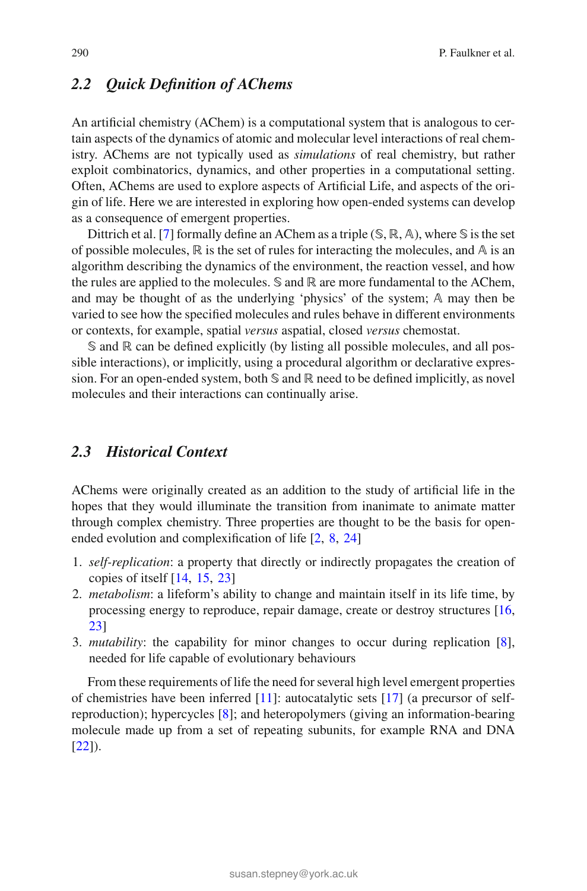## 2.2 Quick Definition of AChems

An artificial chemistry (AChem) is a computational system that is analogous to certain aspects of the dynamics of atomic and molecular level interactions of real chemistry. AChems are not typically used as *simulations* of real chemistry, but rather exploit combinatorics, dynamics, and other properties in a computational setting. Often, AChems are used to explore aspects of Artificial Life, and aspects of the origin of life. Here we are interested in exploring how open-ended systems can develop as a consequence of emergent properties.

Dittrich et al. [7] formally define an AChem as a triple $(\mathbb{S}, \mathbb{R}, \mathbb{A})$, where $\mathbb{S}$ is the set of possible molecules, $\mathbb{R}$ is the set of rules for interacting the molecules, and $\mathbb{A}$ is an algorithm describing the dynamics of the environment, the reaction vessel, and how the rules are applied to the molecules. $\mathbb{S}$ and $\mathbb{R}$ are more fundamental to the AChem, and may be thought of as the underlying 'physics' of the system; $\mathbb{A}$ may then be varied to see how the specified molecules and rules behave in different environments or contexts, for example, spatial *versus* aspatial, closed *versus* chemostat.

$\mathbb{S}$ and $\mathbb{R}$ can be defined explicitly (by listing all possible molecules, and all possible interactions), or implicitly, using a procedural algorithm or declarative expression. For an open-ended system, both $\mathbb{S}$ and $\mathbb{R}$ need to be defined implicitly, as novel molecules and their interactions can continually arise.

## 2.3 Historical Context

AChems were originally created as an addition to the study of artificial life in the hopes that they would illuminate the transition from inanimate to animate matter through complex chemistry. Three properties are thought to be the basis for open-ended evolution and complexification of life [2, 8, 24]

1. *self-replication*: a property that directly or indirectly propagates the creation of copies of itself [14, 15, 23]
2. *metabolism*: a lifeform's ability to change and maintain itself in its life time, by processing energy to reproduce, repair damage, create or destroy structures [16, 23]
3. *mutability*: the capability for minor changes to occur during replication [8], needed for life capable of evolutionary behaviours

From these requirements of life the need for several high level emergent properties of chemistries have been inferred [11]: autocatalytic sets [17] (a precursor of self-reproduction); hypercycles [8]; and heteropolymers (giving an information-bearing molecule made up from a set of repeating subunits, for example RNA and DNA [22]).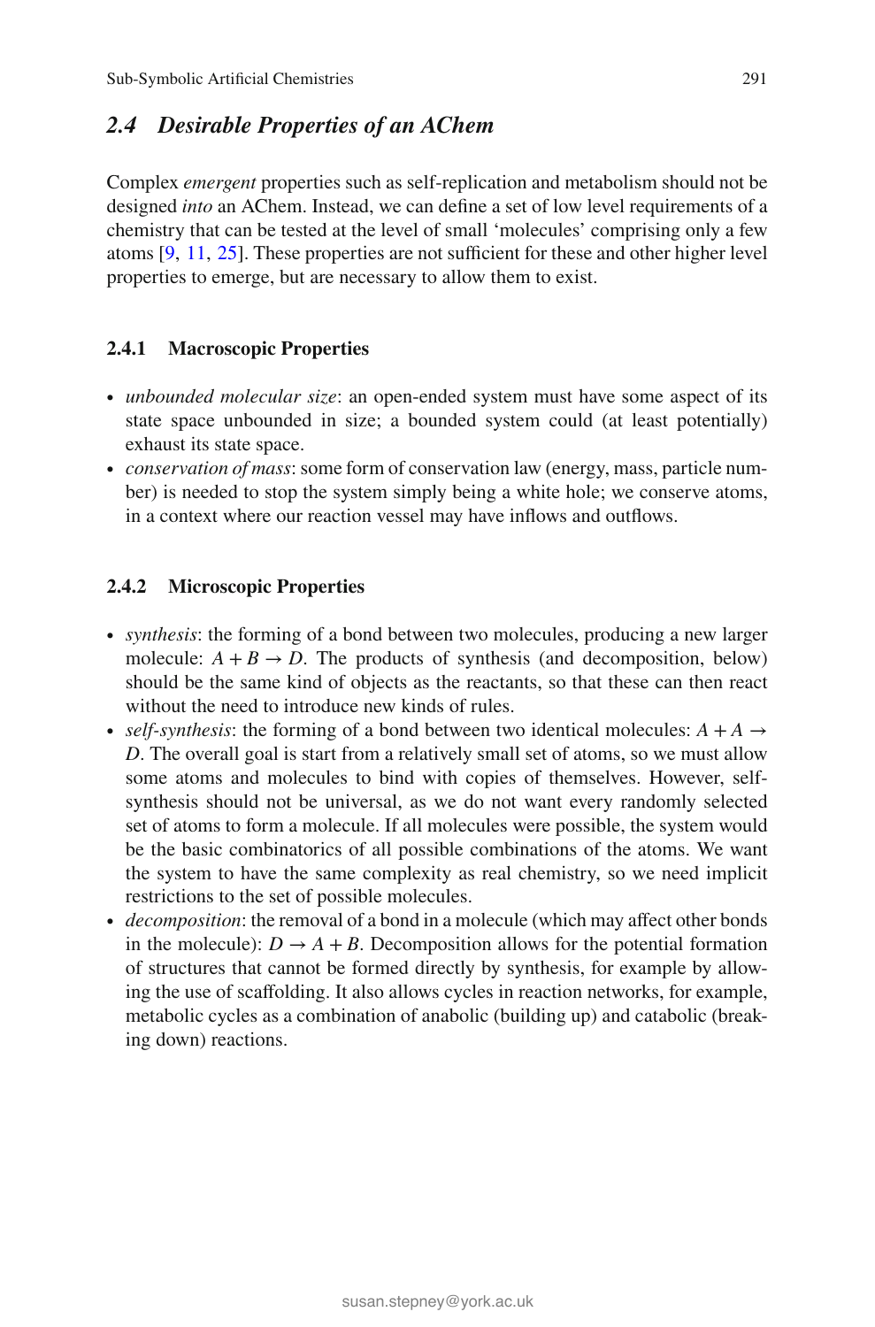## 2.4 *Desirable Properties of an AChem*

Complex *emergent* properties such as self-replication and metabolism should not be designed *into* an AChem. Instead, we can define a set of low level requirements of a chemistry that can be tested at the level of small 'molecules' comprising only a few atoms [9, 11, 25]. These properties are not sufficient for these and other higher level properties to emerge, but are necessary to allow them to exist.

### 2.4.1 Macroscopic Properties

- *unbounded molecular size*: an open-ended system must have some aspect of its state space unbounded in size; a bounded system could (at least potentially) exhaust its state space.
- *conservation of mass*: some form of conservation law (energy, mass, particle number) is needed to stop the system simply being a white hole; we conserve atoms, in a context where our reaction vessel may have inflows and outflows.

### 2.4.2 Microscopic Properties

- *synthesis*: the forming of a bond between two molecules, producing a new larger molecule: $A + B \rightarrow D$. The products of synthesis (and decomposition, below) should be the same kind of objects as the reactants, so that these can then react without the need to introduce new kinds of rules.
- *self-synthesis*: the forming of a bond between two identical molecules: $A + A \rightarrow D$. The overall goal is start from a relatively small set of atoms, so we must allow some atoms and molecules to bind with copies of themselves. However, self-synthesis should not be universal, as we do not want every randomly selected set of atoms to form a molecule. If all molecules were possible, the system would be the basic combinatorics of all possible combinations of the atoms. We want the system to have the same complexity as real chemistry, so we need implicit restrictions to the set of possible molecules.
- *decomposition*: the removal of a bond in a molecule (which may affect other bonds in the molecule): $D \rightarrow A + B$. Decomposition allows for the potential formation of structures that cannot be formed directly by synthesis, for example by allowing the use of scaffolding. It also allows cycles in reaction networks, for example, metabolic cycles as a combination of anabolic (building up) and catabolic (breaking down) reactions.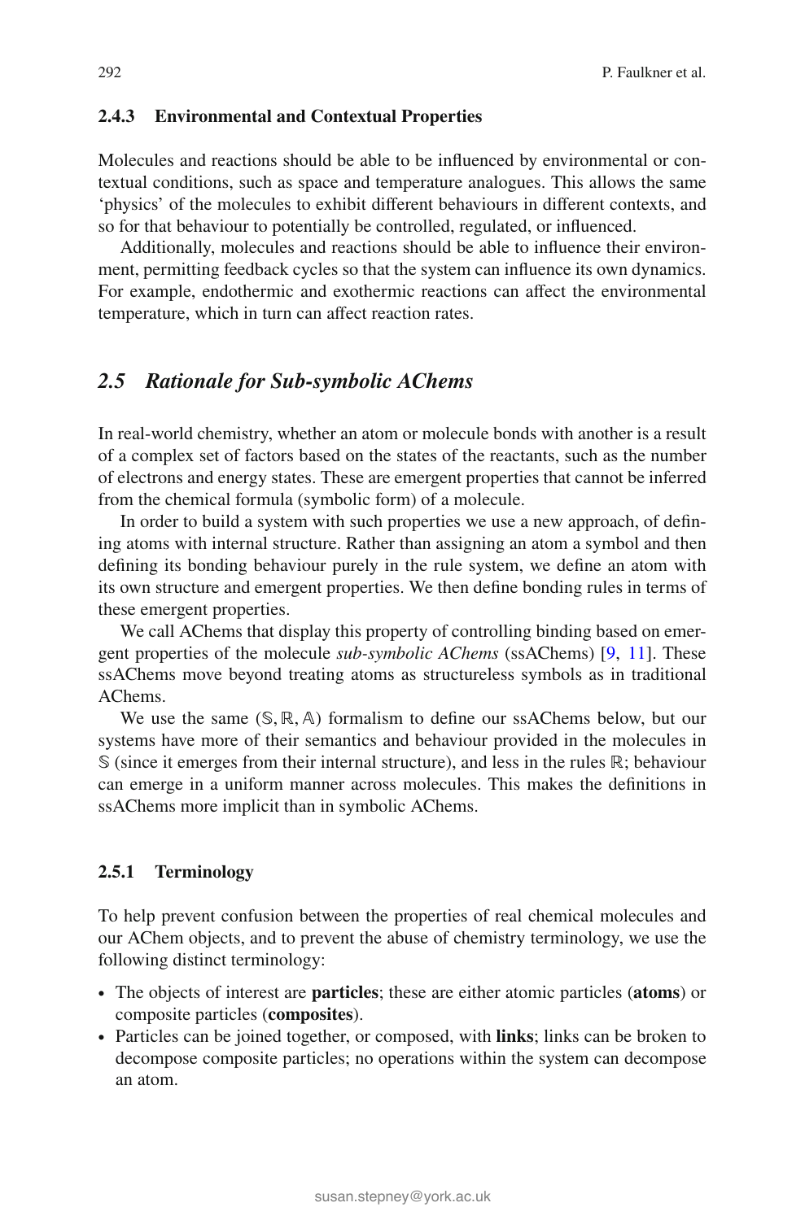#### 2.4.3 Environmental and Contextual Properties

Molecules and reactions should be able to be influenced by environmental or contextual conditions, such as space and temperature analogues. This allows the same 'physics' of the molecules to exhibit different behaviours in different contexts, and so for that behaviour to potentially be controlled, regulated, or influenced.

Additionally, molecules and reactions should be able to influence their environment, permitting feedback cycles so that the system can influence its own dynamics. For example, endothermic and exothermic reactions can affect the environmental temperature, which in turn can affect reaction rates.

### *2.5 Rationale for Sub-symbolic AChems*

In real-world chemistry, whether an atom or molecule bonds with another is a result of a complex set of factors based on the states of the reactants, such as the number of electrons and energy states. These are emergent properties that cannot be inferred from the chemical formula (symbolic form) of a molecule.

In order to build a system with such properties we use a new approach, of defining atoms with internal structure. Rather than assigning an atom a symbol and then defining its bonding behaviour purely in the rule system, we define an atom with its own structure and emergent properties. We then define bonding rules in terms of these emergent properties.

We call AChems that display this property of controlling binding based on emergent properties of the molecule *sub-symbolic AChems* (ssAChems) [9, 11]. These ssAChems move beyond treating atoms as structureless symbols as in traditional AChems.

We use the same $(\mathbb{S}, \mathbb{R}, \mathbb{A})$ formalism to define our ssAChems below, but our systems have more of their semantics and behaviour provided in the molecules in $\mathbb{S}$ (since it emerges from their internal structure), and less in the rules $\mathbb{R}$; behaviour can emerge in a uniform manner across molecules. This makes the definitions in ssAChems more implicit than in symbolic AChems.

#### 2.5.1 Terminology

To help prevent confusion between the properties of real chemical molecules and our AChem objects, and to prevent the abuse of chemistry terminology, we use the following distinct terminology:

- The objects of interest are **particles**; these are either atomic particles (**atoms**) or composite particles (**composites**).
- Particles can be joined together, or composed, with **links**; links can be broken to decompose composite particles; no operations within the system can decompose an atom.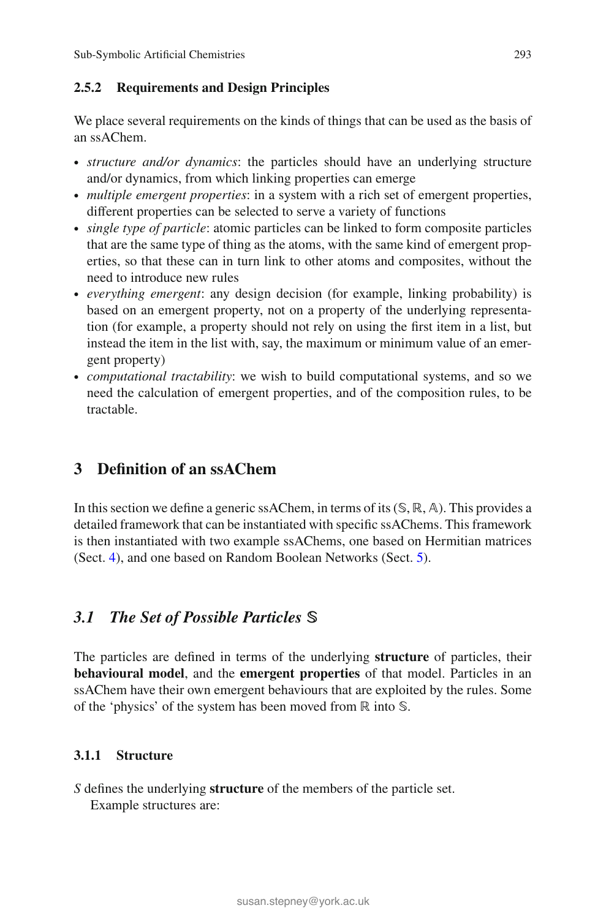#### 2.5.2 Requirements and Design Principles

We place several requirements on the kinds of things that can be used as the basis of an ssAChem.

- *structure and/or dynamics*: the particles should have an underlying structure and/or dynamics, from which linking properties can emerge
- *multiple emergent properties*: in a system with a rich set of emergent properties, different properties can be selected to serve a variety of functions
- *single type of particle*: atomic particles can be linked to form composite particles that are the same type of thing as the atoms, with the same kind of emergent properties, so that these can in turn link to other atoms and composites, without the need to introduce new rules
- *everything emergent*: any design decision (for example, linking probability) is based on an emergent property, not on a property of the underlying representation (for example, a property should not rely on using the first item in a list, but instead the item in the list with, say, the maximum or minimum value of an emergent property)
- *computational tractability*: we wish to build computational systems, and so we need the calculation of emergent properties, and of the composition rules, to be tractable.

## 3 Definition of an ssAChem

In this section we define a generic ssAChem, in terms of its $(\mathbb{S}, \mathbb{R}, \mathbb{A})$. This provides a detailed framework that can be instantiated with specific ssAChems. This framework is then instantiated with two example ssAChems, one based on Hermitian matrices (Sect. 4), and one based on Random Boolean Networks (Sect. 5).

### 3.1 The Set of Possible Particles $\mathbb{S}$

The particles are defined in terms of the underlying **structure** of particles, their **behavioural model**, and the **emergent properties** of that model. Particles in an ssAChem have their own emergent behaviours that are exploited by the rules. Some of the 'physics' of the system has been moved from $\mathbb{R}$ into $\mathbb{S}$.

#### 3.1.1 Structure

*S* defines the underlying **structure** of the members of the particle set.

Example structures are: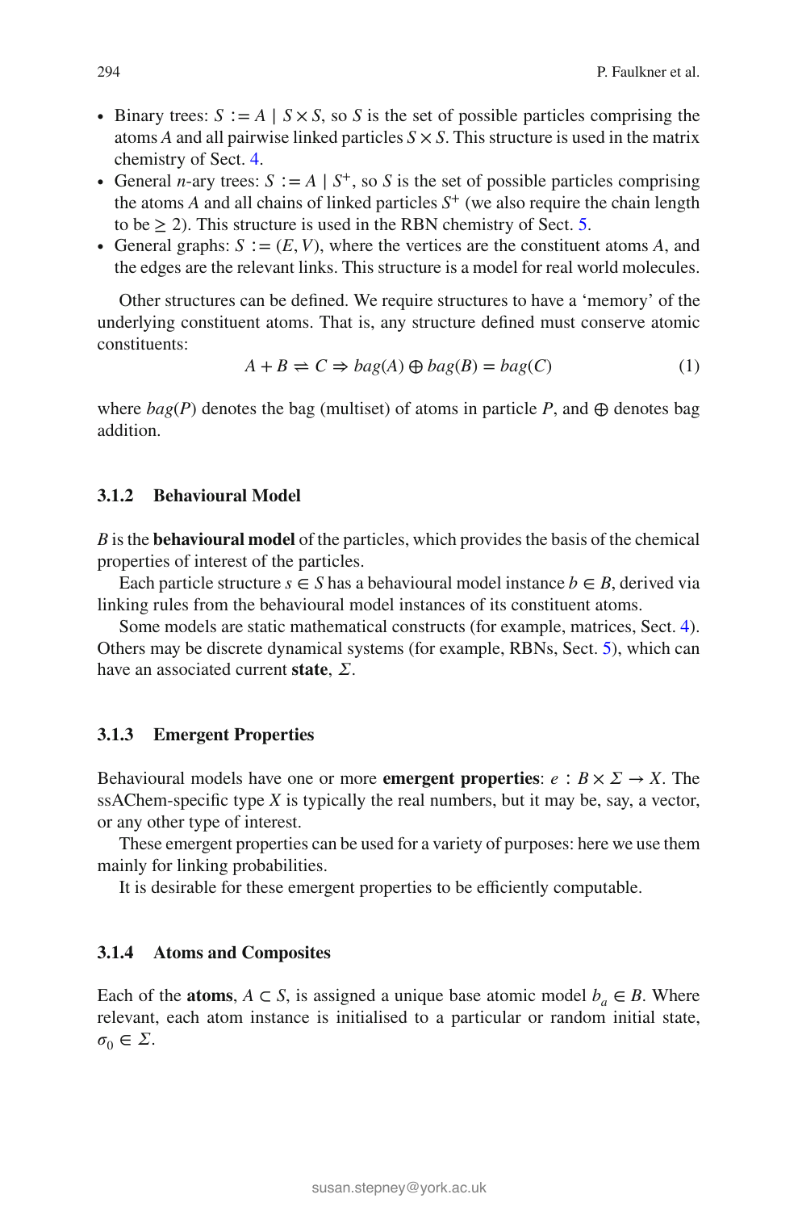- Binary trees: $S := A \mid S \times S$, so $S$ is the set of possible particles comprising the atoms $A$ and all pairwise linked particles $S \times S$. This structure is used in the matrix chemistry of Sect. 4.
- General $n$-ary trees: $S := A \mid S^+$, so $S$ is the set of possible particles comprising the atoms $A$ and all chains of linked particles $S^+$ (we also require the chain length to be $\geq 2$). This structure is used in the RBN chemistry of Sect. 5.
- General graphs: $S := (E, V)$, where the vertices are the constituent atoms $A$, and the edges are the relevant links. This structure is a model for real world molecules.

Other structures can be defined. We require structures to have a 'memory' of the underlying constituent atoms. That is, any structure defined must conserve atomic constituents:

$$A + B \rightleftharpoons C \Rightarrow bag(A) \oplus bag(B) = bag(C) \tag{1}$$

where $bag(P)$ denotes the bag (multiset) of atoms in particle $P$, and $\oplus$ denotes bag addition.

### 3.1.2 Behavioural Model

$B$ is the **behavioural model** of the particles, which provides the basis of the chemical properties of interest of the particles.

Each particle structure $s \in S$ has a behavioural model instance $b \in B$, derived via linking rules from the behavioural model instances of its constituent atoms.

Some models are static mathematical constructs (for example, matrices, Sect. 4). Others may be discrete dynamical systems (for example, RBNs, Sect. 5), which can have an associated current **state**, $\Sigma$.

### 3.1.3 Emergent Properties

Behavioural models have one or more **emergent properties**: $e : B \times \Sigma \rightarrow X$. The ssAChem-specific type $X$ is typically the real numbers, but it may be, say, a vector, or any other type of interest.

These emergent properties can be used for a variety of purposes: here we use them mainly for linking probabilities.

It is desirable for these emergent properties to be efficiently computable.

### 3.1.4 Atoms and Composites

Each of the **atoms**, $A \subset S$, is assigned a unique base atomic model $b_a \in B$. Where relevant, each atom instance is initialised to a particular or random initial state, $\sigma_0 \in \Sigma$.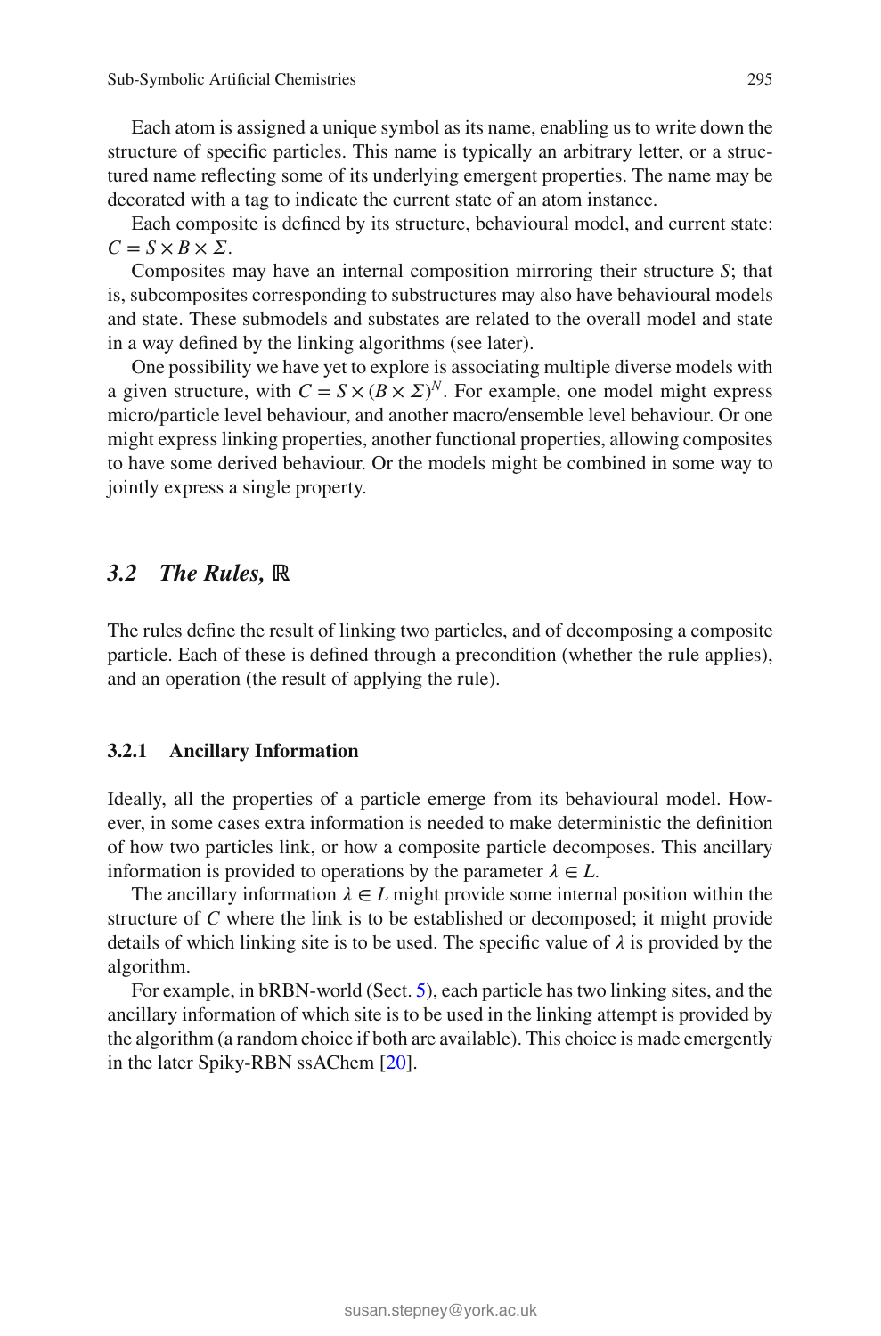Each atom is assigned a unique symbol as its name, enabling us to write down the structure of specific particles. This name is typically an arbitrary letter, or a structured name reflecting some of its underlying emergent properties. The name may be decorated with a tag to indicate the current state of an atom instance.

Each composite is defined by its structure, behavioural model, and current state: $C = S \times B \times \Sigma$.

Composites may have an internal composition mirroring their structure $S$; that is, subcomposites corresponding to substructures may also have behavioural models and state. These submodels and substates are related to the overall model and state in a way defined by the linking algorithms (see later).

One possibility we have yet to explore is associating multiple diverse models with a given structure, with $C = S \times (B \times \Sigma)^N$. For example, one model might express micro/particle level behaviour, and another macro/ensemble level behaviour. Or one might express linking properties, another functional properties, allowing composites to have some derived behaviour. Or the models might be combined in some way to jointly express a single property.

## 3.2 The Rules, $\mathbb{R}$

The rules define the result of linking two particles, and of decomposing a composite particle. Each of these is defined through a precondition (whether the rule applies), and an operation (the result of applying the rule).

### 3.2.1 Ancillary Information

Ideally, all the properties of a particle emerge from its behavioural model. However, in some cases extra information is needed to make deterministic the definition of how two particles link, or how a composite particle decomposes. This ancillary information is provided to operations by the parameter $\lambda \in L$.

The ancillary information $\lambda \in L$ might provide some internal position within the structure of $C$ where the link is to be established or decomposed; it might provide details of which linking site is to be used. The specific value of $\lambda$ is provided by the algorithm.

For example, in bRBN-world (Sect. 5), each particle has two linking sites, and the ancillary information of which site is to be used in the linking attempt is provided by the algorithm (a random choice if both are available). This choice is made emergently in the later Spiky-RBN ssAChem [20].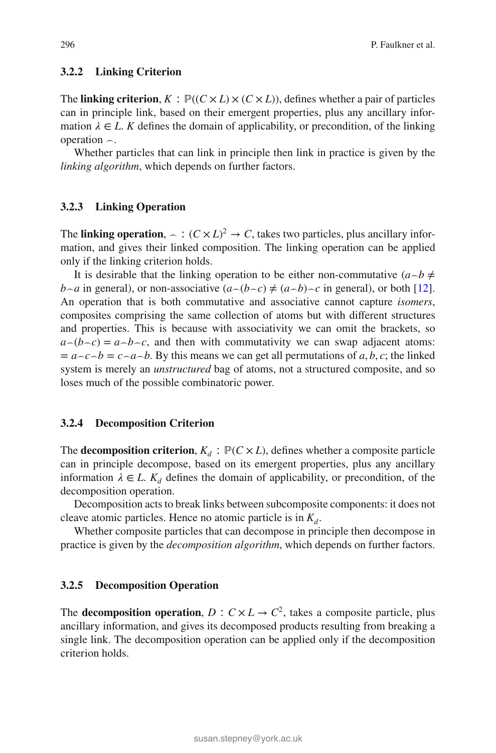### 3.2.2 Linking Criterion

The **linking criterion**, $K : \mathbb{P}((C \times L) \times (C \times L))$, defines whether a pair of particles can in principle link, based on their emergent properties, plus any ancillary information $\lambda \in L$. $K$ defines the domain of applicability, or precondition, of the linking operation $\frown$.

Whether particles that can link in principle then link in practice is given by the *linking algorithm*, which depends on further factors.

### 3.2.3 Linking Operation

The **linking operation**, $\frown : (C \times L)^2 \to C$, takes two particles, plus ancillary information, and gives their linked composition. The linking operation can be applied only if the linking criterion holds.

It is desirable that the linking operation to be either non-commutative ($a \frown b \neq b \frown a$ in general), or non-associative ($a \frown (b \frown c) \neq (a \frown b) \frown c$ in general), or both [12]. An operation that is both commutative and associative cannot capture *isomers*, composites comprising the same collection of atoms but with different structures and properties. This is because with associativity we can omit the brackets, so $a \frown (b \frown c) = a \frown b \frown c$, and then with commutativity we can swap adjacent atoms: $= a \frown c \frown b = c \frown a \frown b$. By this means we can get all permutations of $a, b, c$; the linked system is merely an *unstructured* bag of atoms, not a structured composite, and so loses much of the possible combinatoric power.

### 3.2.4 Decomposition Criterion

The **decomposition criterion**, $K_d : \mathbb{P}(C \times L)$, defines whether a composite particle can in principle decompose, based on its emergent properties, plus any ancillary information $\lambda \in L$. $K_d$ defines the domain of applicability, or precondition, of the decomposition operation.

Decomposition acts to break links between subcomposite components: it does not cleave atomic particles. Hence no atomic particle is in $K_d$.

Whether composite particles that can decompose in principle then decompose in practice is given by the *decomposition algorithm*, which depends on further factors.

### 3.2.5 Decomposition Operation

The **decomposition operation**, $D : C \times L \to C^2$, takes a composite particle, plus ancillary information, and gives its decomposed products resulting from breaking a single link. The decomposition operation can be applied only if the decomposition criterion holds.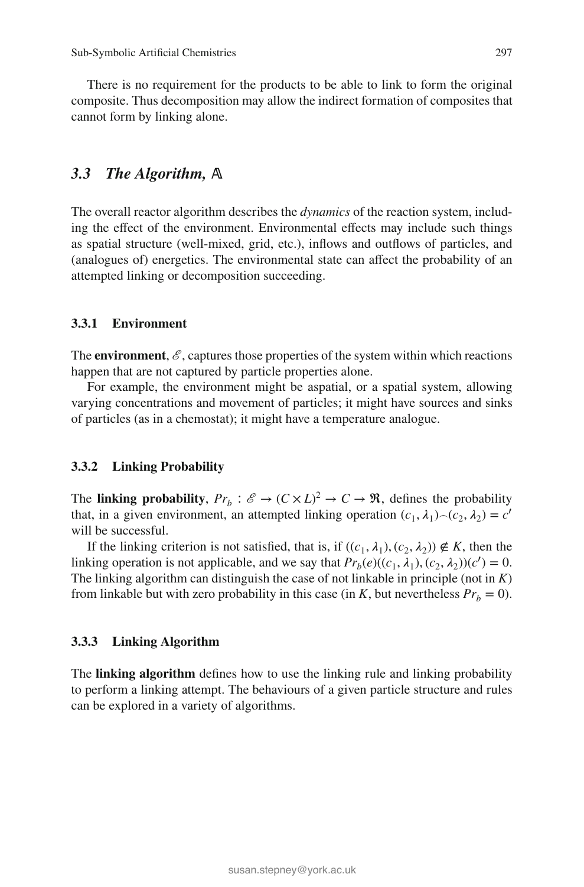There is no requirement for the products to be able to link to form the original composite. Thus decomposition may allow the indirect formation of composites that cannot form by linking alone.

## *3.3 The Algorithm,* $\mathbb{A}$

The overall reactor algorithm describes the *dynamics* of the reaction system, including the effect of the environment. Environmental effects may include such things as spatial structure (well-mixed, grid, etc.), inflows and outflows of particles, and (analogues of) energetics. The environmental state can affect the probability of an attempted linking or decomposition succeeding.

### 3.3.1 Environment

The **environment**, $\mathscr{E}$, captures those properties of the system within which reactions happen that are not captured by particle properties alone.

For example, the environment might be aspatial, or a spatial system, allowing varying concentrations and movement of particles; it might have sources and sinks of particles (as in a chemostat); it might have a temperature analogue.

### 3.3.2 Linking Probability

The **linking probability**, $Pr_b : \mathscr{E} \to (C \times L)^2 \to C \to \Re$, defines the probability that, in a given environment, an attempted linking operation $(c_1, \lambda_1) \frown (c_2, \lambda_2) = c'$ will be successful.

If the linking criterion is not satisfied, that is, if $((c_1, \lambda_1), (c_2, \lambda_2)) \notin K$, then the linking operation is not applicable, and we say that $Pr_b(e)((c_1, \lambda_1), (c_2, \lambda_2))(c') = 0$. The linking algorithm can distinguish the case of not linkable in principle (not in $K$) from linkable but with zero probability in this case (in $K$, but nevertheless $Pr_b = 0$).

### 3.3.3 Linking Algorithm

The **linking algorithm** defines how to use the linking rule and linking probability to perform a linking attempt. The behaviours of a given particle structure and rules can be explored in a variety of algorithms.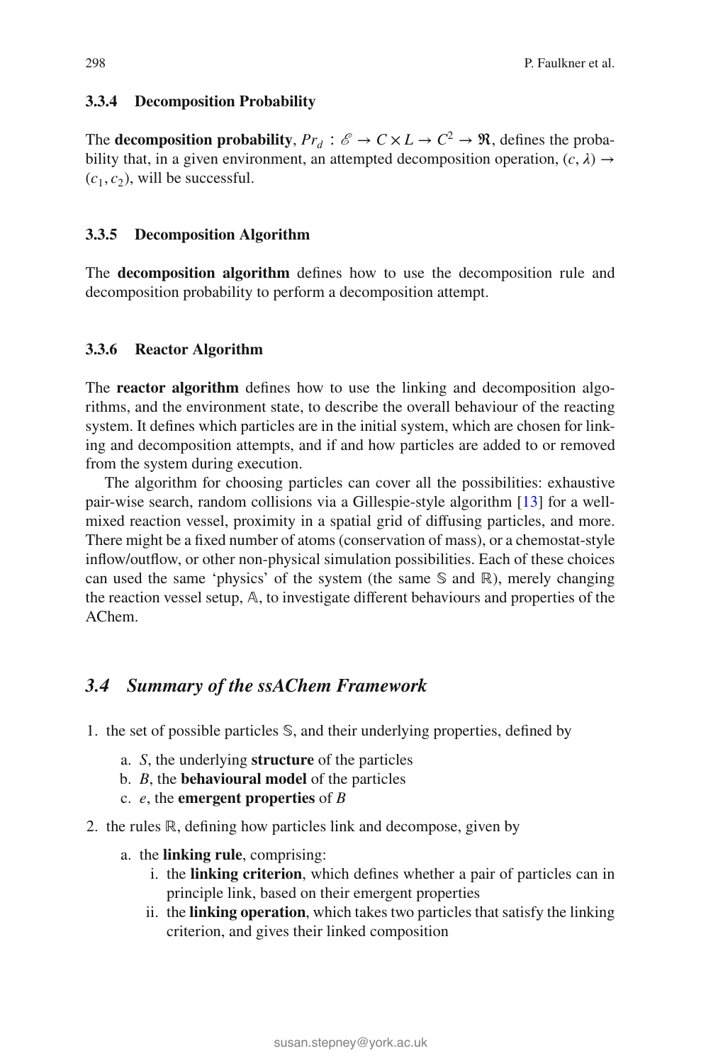#### 3.3.4 Decomposition Probability

The **decomposition probability**, $Pr_d : \mathscr{E} \to C \times L \to C^2 \to \mathfrak{R}$, defines the probability that, in a given environment, an attempted decomposition operation, $(c, \lambda) \to (c_1, c_2)$, will be successful.

#### 3.3.5 Decomposition Algorithm

The **decomposition algorithm** defines how to use the decomposition rule and decomposition probability to perform a decomposition attempt.

#### 3.3.6 Reactor Algorithm

The **reactor algorithm** defines how to use the linking and decomposition algorithms, and the environment state, to describe the overall behaviour of the reacting system. It defines which particles are in the initial system, which are chosen for linking and decomposition attempts, and if and how particles are added to or removed from the system during execution.

The algorithm for choosing particles can cover all the possibilities: exhaustive pair-wise search, random collisions via a Gillespie-style algorithm [13] for a well-mixed reaction vessel, proximity in a spatial grid of diffusing particles, and more. There might be a fixed number of atoms (conservation of mass), or a chemostat-style inflow/outflow, or other non-physical simulation possibilities. Each of these choices can used the same 'physics' of the system (the same $\mathbb{S}$ and $\mathbb{R}$), merely changing the reaction vessel setup, $\mathbb{A}$, to investigate different behaviours and properties of the AChem.

### *3.4 Summary of the ssAChem Framework*

1. the set of possible particles $\mathbb{S}$, and their underlying properties, defined by
   a. $S$, the underlying **structure** of the particles
   b. $B$, the **behavioural model** of the particles
   c. $e$, the **emergent properties** of $B$
2. the rules $\mathbb{R}$, defining how particles link and decompose, given by
   a. the **linking rule**, comprising:
      i. the **linking criterion**, which defines whether a pair of particles can in principle link, based on their emergent properties
      ii. the **linking operation**, which takes two particles that satisfy the linking criterion, and gives their linked composition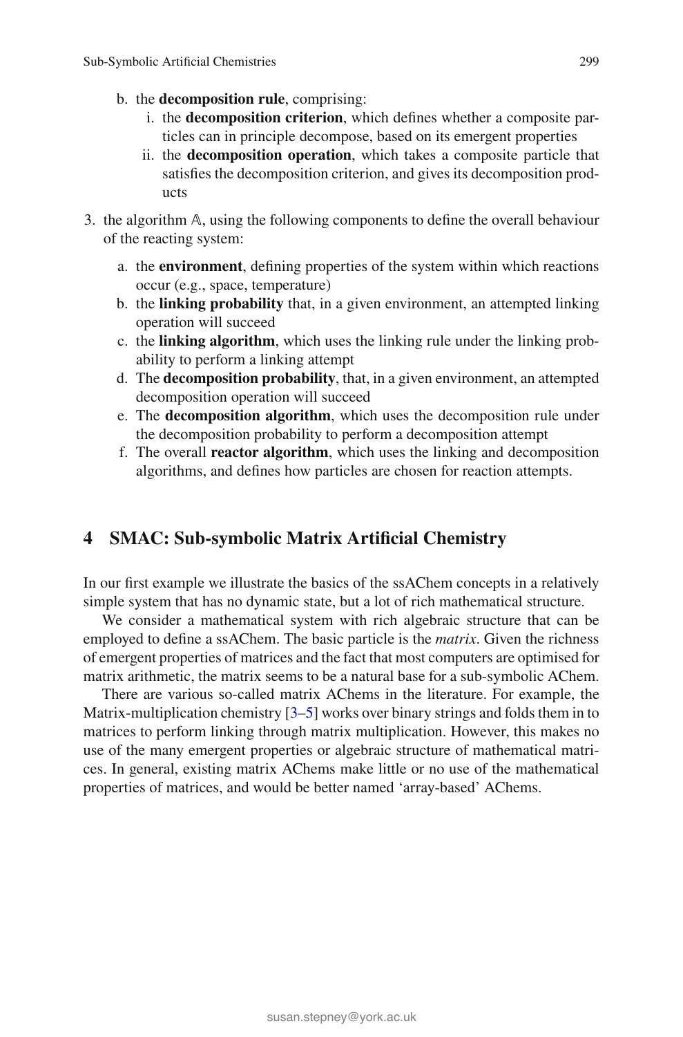b. the **decomposition rule**, comprising:
      i. the **decomposition criterion**, which defines whether a composite particles can in principle decompose, based on its emergent properties
      ii. the **decomposition operation**, which takes a composite particle that satisfies the decomposition criterion, and gives its decomposition products

3. the algorithm $\mathbb{A}$, using the following components to define the overall behaviour of the reacting system:

   a. the **environment**, defining properties of the system within which reactions occur (e.g., space, temperature)
   b. the **linking probability** that, in a given environment, an attempted linking operation will succeed
   c. the **linking algorithm**, which uses the linking rule under the linking probability to perform a linking attempt
   d. The **decomposition probability**, that, in a given environment, an attempted decomposition operation will succeed
   e. The **decomposition algorithm**, which uses the decomposition rule under the decomposition probability to perform a decomposition attempt
   f. The overall **reactor algorithm**, which uses the linking and decomposition algorithms, and defines how particles are chosen for reaction attempts.

## 4 SMAC: Sub-symbolic Matrix Artificial Chemistry

In our first example we illustrate the basics of the ssAChem concepts in a relatively simple system that has no dynamic state, but a lot of rich mathematical structure.

We consider a mathematical system with rich algebraic structure that can be employed to define a ssAChem. The basic particle is the *matrix*. Given the richness of emergent properties of matrices and the fact that most computers are optimised for matrix arithmetic, the matrix seems to be a natural base for a sub-symbolic AChem.

There are various so-called matrix AChems in the literature. For example, the Matrix-multiplication chemistry [3–5] works over binary strings and folds them in to matrices to perform linking through matrix multiplication. However, this makes no use of the many emergent properties or algebraic structure of mathematical matrices. In general, existing matrix AChems make little or no use of the mathematical properties of matrices, and would be better named 'array-based' AChems.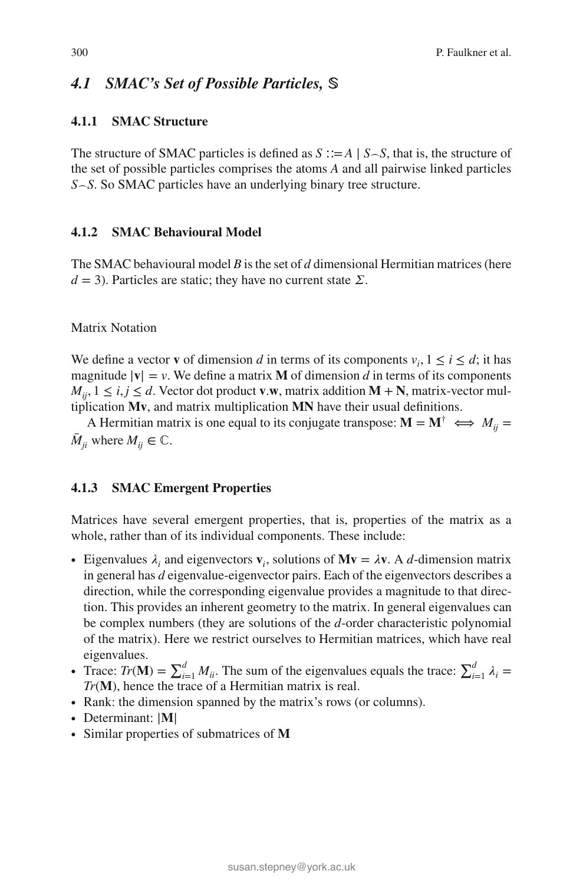## *4.1 SMAC's Set of Possible Particles,* $\mathbb{S}$

### 4.1.1 SMAC Structure

The structure of SMAC particles is defined as $S ::= A \mid S \frown S$, that is, the structure of the set of possible particles comprises the atoms $A$ and all pairwise linked particles $S \frown S$. So SMAC particles have an underlying binary tree structure.

### 4.1.2 SMAC Behavioural Model

The SMAC behavioural model $B$ is the set of $d$ dimensional Hermitian matrices (here $d = 3$). Particles are static; they have no current state $\Sigma$.

Matrix Notation

We define a vector $\mathbf{v}$ of dimension $d$ in terms of its components $v_i$, $1 \leq i \leq d$; it has magnitude $|\mathbf{v}| = v$. We define a matrix $\mathbf{M}$ of dimension $d$ in terms of its components $M_{ij}$, $1 \leq i, j \leq d$. Vector dot product $\mathbf{v}.\mathbf{w}$, matrix addition $\mathbf{M} + \mathbf{N}$, matrix-vector multiplication $\mathbf{Mv}$, and matrix multiplication $\mathbf{MN}$ have their usual definitions.

A Hermitian matrix is one equal to its conjugate transpose: $\mathbf{M} = \mathbf{M}^{\dagger} \iff M_{ij} = \bar{M}_{ji}$ where $M_{ij} \in \mathbb{C}$.

### 4.1.3 SMAC Emergent Properties

Matrices have several emergent properties, that is, properties of the matrix as a whole, rather than of its individual components. These include:

- Eigenvalues $\lambda_i$ and eigenvectors $\mathbf{v}_i$, solutions of $\mathbf{Mv} = \lambda \mathbf{v}$. A $d$-dimension matrix in general has $d$ eigenvalue-eigenvector pairs. Each of the eigenvectors describes a direction, while the corresponding eigenvalue provides a magnitude to that direction. This provides an inherent geometry to the matrix. In general eigenvalues can be complex numbers (they are solutions of the $d$-order characteristic polynomial of the matrix). Here we restrict ourselves to Hermitian matrices, which have real eigenvalues.
- Trace: $Tr(\mathbf{M}) = \sum_{i=1}^{d} M_{ii}$. The sum of the eigenvalues equals the trace: $\sum_{i=1}^{d} \lambda_i = Tr(\mathbf{M})$, hence the trace of a Hermitian matrix is real.
- Rank: the dimension spanned by the matrix's rows (or columns).
- Determinant: $|\mathbf{M}|$
- Similar properties of submatrices of $\mathbf{M}$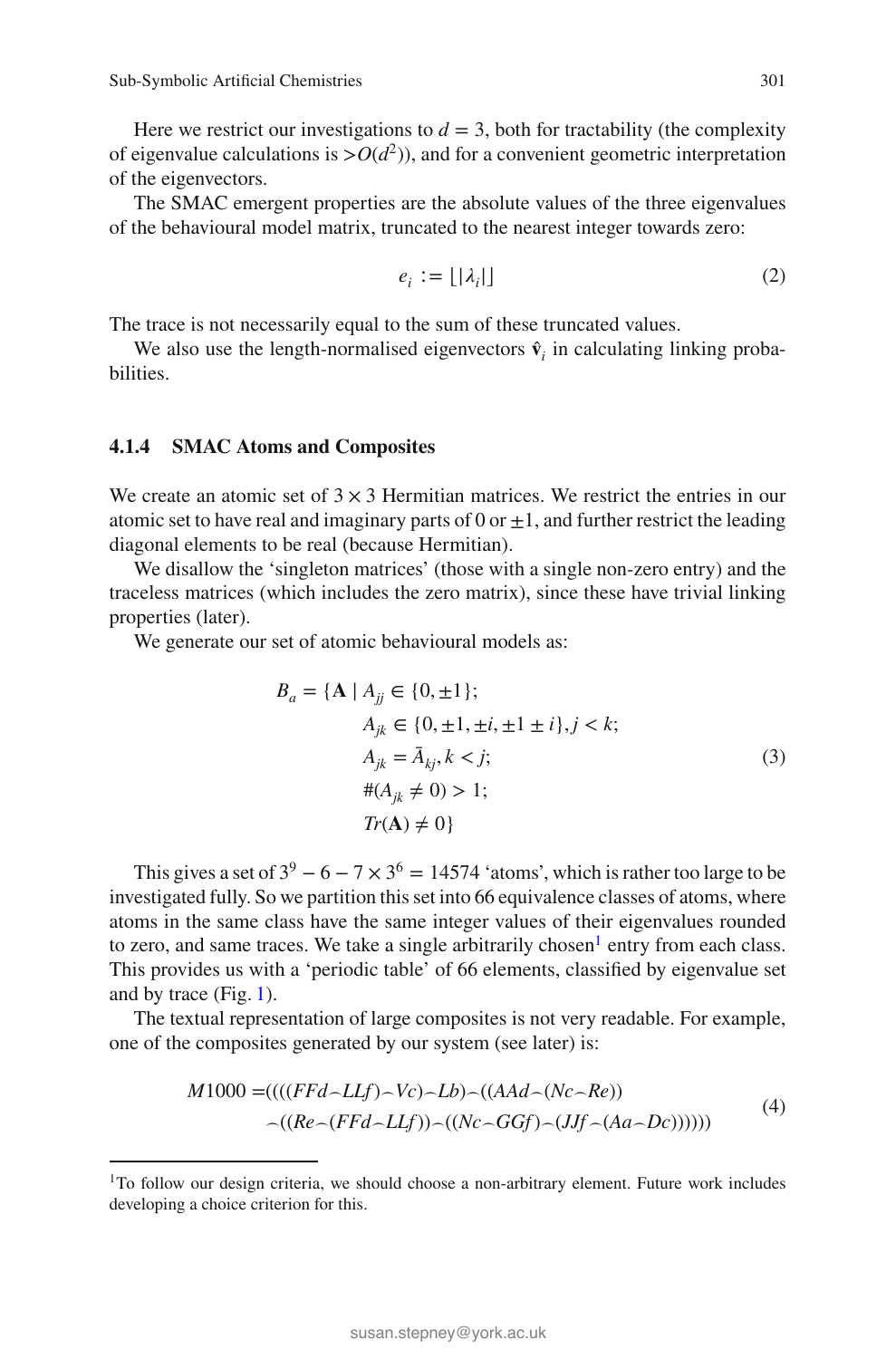Here we restrict our investigations to $d = 3$, both for tractability (the complexity of eigenvalue calculations is $>O(d^2)$), and for a convenient geometric interpretation of the eigenvectors.

The SMAC emergent properties are the absolute values of the three eigenvalues of the behavioural model matrix, truncated to the nearest integer towards zero:

$$e_i := \lfloor |\lambda_i| \rfloor \tag{2}$$

The trace is not necessarily equal to the sum of these truncated values.

We also use the length-normalised eigenvectors $\hat{\mathbf{v}}_i$ in calculating linking probabilities.

### 4.1.4 SMAC Atoms and Composites

We create an atomic set of $3 \times 3$ Hermitian matrices. We restrict the entries in our atomic set to have real and imaginary parts of 0 or $\pm 1$, and further restrict the leading diagonal elements to be real (because Hermitian).

We disallow the 'singleton matrices' (those with a single non-zero entry) and the traceless matrices (which includes the zero matrix), since these have trivial linking properties (later).

We generate our set of atomic behavioural models as:

$$\begin{aligned} B_a = \{\mathbf{A} \mid\ & A_{jj} \in \{0, \pm 1\}; \\ & A_{jk} \in \{0, \pm 1, \pm i, \pm 1 \pm i\}, j < k; \\ & A_{jk} = \bar{A}_{kj}, k < j; \\ & \#(A_{jk} \neq 0) > 1; \\ & Tr(\mathbf{A}) \neq 0\} \end{aligned} \tag{3}$$

This gives a set of $3^9 - 6 - 7 \times 3^6 = 14574$ 'atoms', which is rather too large to be investigated fully. So we partition this set into 66 equivalence classes of atoms, where atoms in the same class have the same integer values of their eigenvalues rounded to zero, and same traces. We take a single arbitrarily chosen[1] entry from each class. This provides us with a 'periodic table' of 66 elements, classified by eigenvalue set and by trace (Fig. 1).

The textual representation of large composites is not very readable. For example, one of the composites generated by our system (see later) is:

$$\begin{aligned} M1000 = & ((((FFd \frown LLf) \frown Vc) \frown Lb) \frown ((AAd \frown (Nc \frown Re)) \\ & \frown ((Re \frown (FFd \frown LLf)) \frown ((Nc \frown GGf) \frown (JJf \frown (Aa \frown Dc)))))) \end{aligned} \tag{4}$$

[1] To follow our design criteria, we should choose a non-arbitrary element. Future work includes developing a choice criterion for this.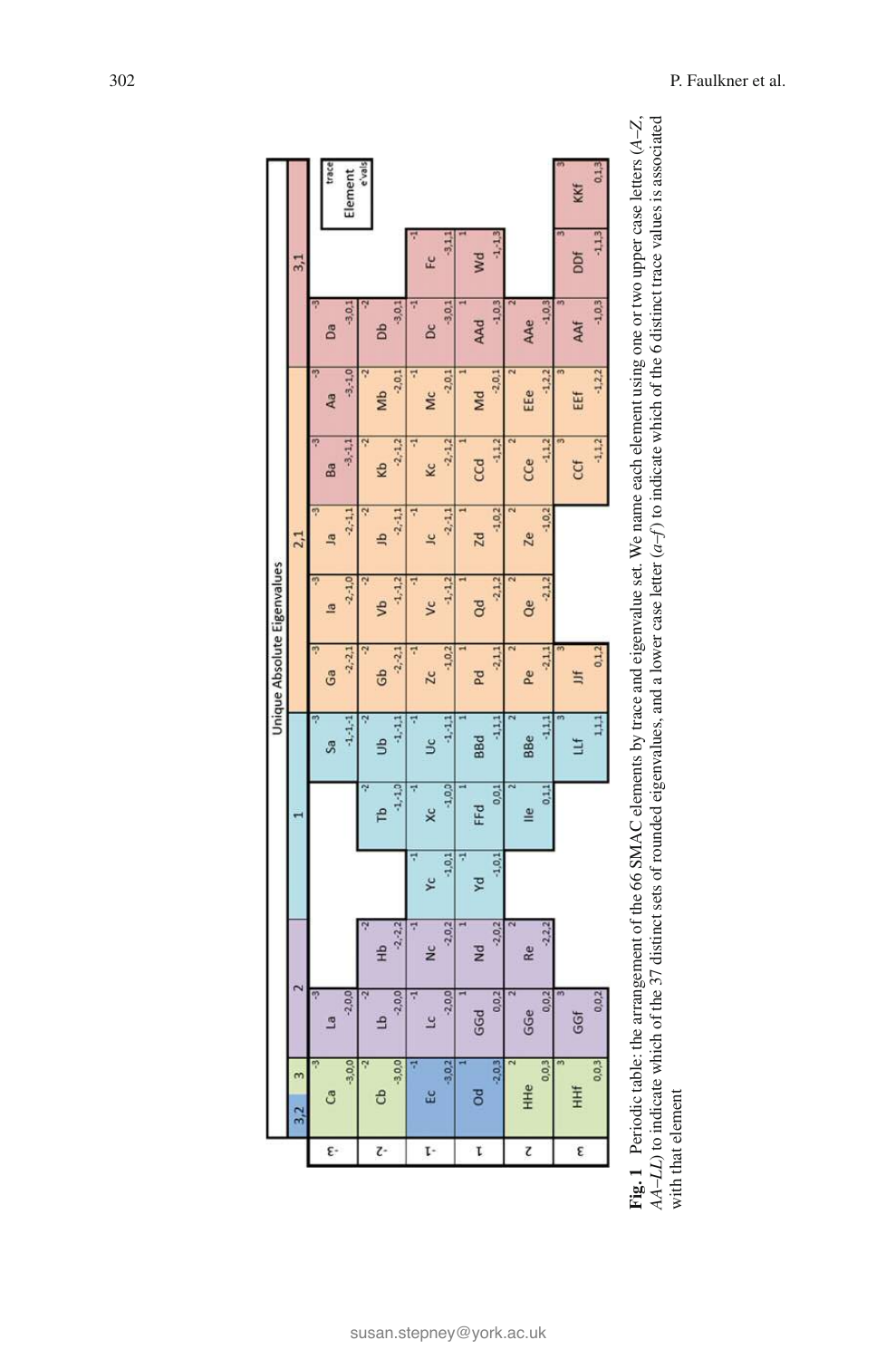| | 3,2 | 3 | 2 | | | 1 | | | | 2,1 | | | | | 3,1 | | |
|---|---|---|---|---|---|---|---|---|---|---|---|---|---|---|---|---|---|
| -3 | Ca (-3,0,0) | | La (-2,0,0) | | | | Sa (-1,-1,-1) | Ga (-2,-2,1) | Ia (-2,-1,0) | Ja (-2,-1,1) | Ba (-3,-1,1) | Aa (-3,-1,0) | Da (-3,0,1) | | |
| -2 | Cb (-3,0,0) | | Lb (-2,0,0) | Hb (-2,-2,2) | | Tb (-1,-1,0) | Ub (-1,-1,1) | Gb (-2,-2,1) | Vb (-1,-1,2) | Jb (-2,-1,1) | Kb (-2,-1,2) | Mb (-2,0,1) | Db (-3,0,1) | | |
| -1 | Ec (-3,0,2) | | Lc (-2,0,0) | Nc (-2,0,2) | Yc (-1,0,1) | Xc (-1,0,0) | Uc (-1,-1,1) | Zc (-1,0,2) | Vc (-1,-1,2) | Jc (-2,-1,1) | Kc (-2,-1,2) | Mc (-2,0,1) | Dc (-3,0,1) | Fc (-3,1,1) | |
| 1 | Od (-2,0,3) | | GGd (0,0,2) | Nd (-2,0,2) | Yd (-1,0,1) | FFd (0,0,1) | BBd (-1,1,1) | Pd (-2,1,1) | Qd (-2,1,2) | Zd (-1,0,2) | CCd (-1,1,2) | Md (-2,0,1) | AAd (-1,0,3) | Wd (-1,-1,3) | |
| 2 | HHe (0,0,3) | | GGe (0,0,2) | Re (-2,2,2) | | Ile (0,1,1) | BBe (-1,1,1) | Pe (-2,1,1) | Qe (-2,1,2) | Ze (-1,0,2) | CCe (-1,1,2) | EEe (-1,2,2) | AAe (-1,0,3) | | |
| 3 | HHf (0,0,3) | | GGf (0,0,2) | | | | LLf (1,1,1) | JJf (0,1,2) | | | CCf (-1,1,2) | EEf (-1,2,2) | AAf (-1,0,3) | DDf (-1,1,3) | KKf (0,1,3) |

Key: Element, trace, e'vals

**Fig. 1** Periodic table: the arrangement of the 66 SMAC elements by trace and eigenvalue set. We name each element using one or two upper case letters (*A–Z*, *AA–LL*) to indicate which of the 37 distinct sets of rounded eigenvalues, and a lower case letter (*a–f*) to indicate which of the 6 distinct trace values is associated with that element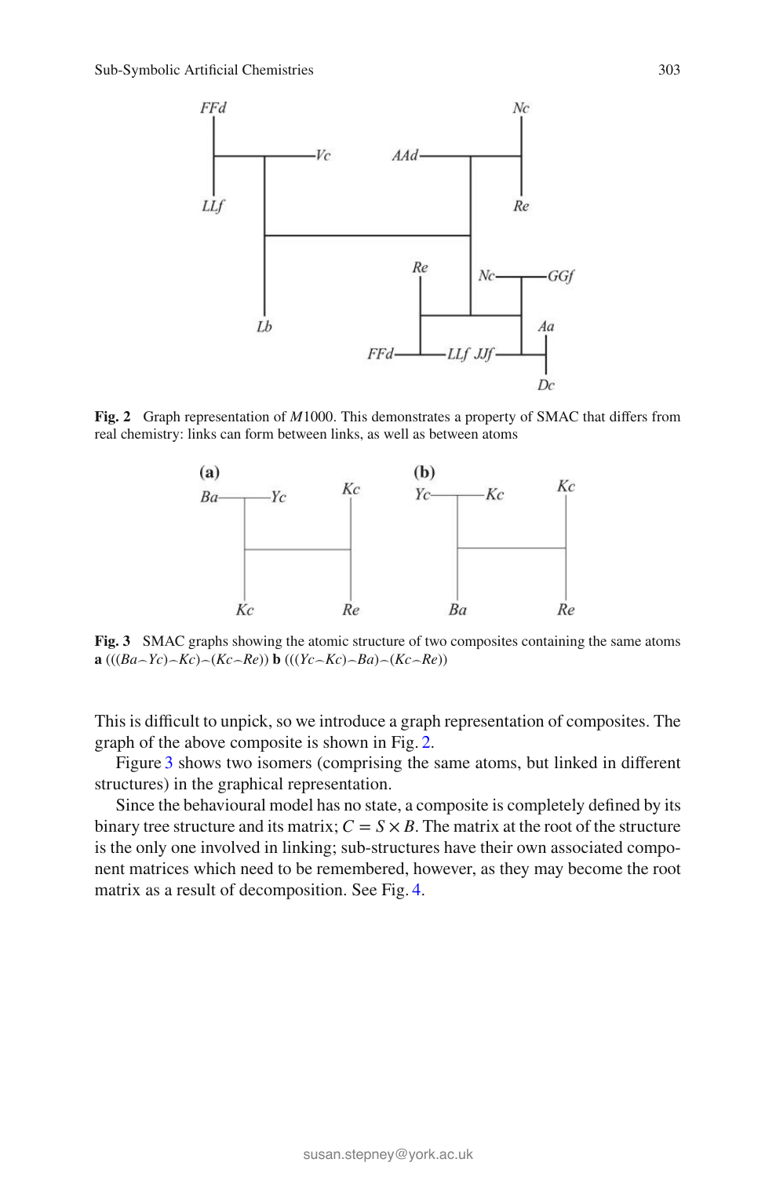**Fig. 2** Graph representation of *M*1000. This demonstrates a property of SMAC that differs from real chemistry: links can form between links, as well as between atoms

**Fig. 3** SMAC graphs showing the atomic structure of two composites containing the same atoms **a** (((*Ba*⌢*Yc*)⌢*Kc*)⌢(*Kc*⌢*Re*)) **b** (((*Yc*⌢*Kc*)⌢*Ba*)⌢(*Kc*⌢*Re*))

This is difficult to unpick, so we introduce a graph representation of composites. The graph of the above composite is shown in Fig. 2.

Figure 3 shows two isomers (comprising the same atoms, but linked in different structures) in the graphical representation.

Since the behavioural model has no state, a composite is completely defined by its binary tree structure and its matrix; $C = S \times B$. The matrix at the root of the structure is the only one involved in linking; sub-structures have their own associated component matrices which need to be remembered, however, as they may become the root matrix as a result of decomposition. See Fig. 4.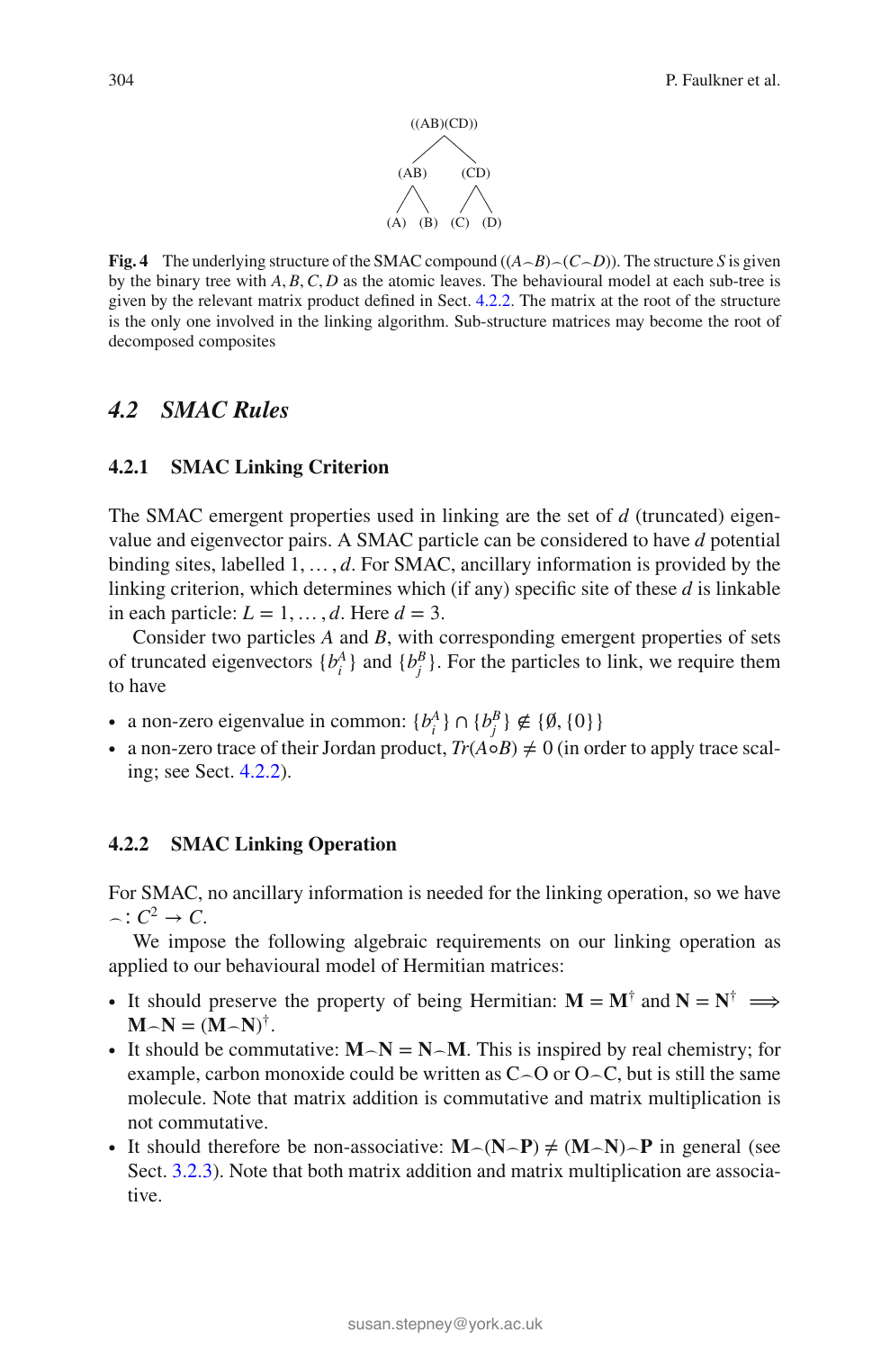```
        ((AB)(CD))
         /      \
      (AB)      (CD)
      /  \      /  \
    (A)  (B)  (C)  (D)
```

**Fig. 4** The underlying structure of the SMAC compound $((A \frown B) \frown (C \frown D))$. The structure $S$ is given by the binary tree with $A, B, C, D$ as the atomic leaves. The behavioural model at each sub-tree is given by the relevant matrix product defined in Sect. 4.2.2. The matrix at the root of the structure is the only one involved in the linking algorithm. Sub-structure matrices may become the root of decomposed composites

## 4.2 SMAC Rules

### 4.2.1 SMAC Linking Criterion

The SMAC emergent properties used in linking are the set of $d$ (truncated) eigenvalue and eigenvector pairs. A SMAC particle can be considered to have $d$ potential binding sites, labelled $1, \ldots, d$. For SMAC, ancillary information is provided by the linking criterion, which determines which (if any) specific site of these $d$ is linkable in each particle: $L = 1, \ldots, d$. Here $d = 3$.

Consider two particles $A$ and $B$, with corresponding emergent properties of sets of truncated eigenvectors $\{b_i^A\}$ and $\{b_j^B\}$. For the particles to link, we require them to have

- a non-zero eigenvalue in common: $\{b_i^A\} \cap \{b_j^B\} \notin \{\emptyset, \{0\}\}$
- a non-zero trace of their Jordan product, $Tr(A \circ B) \neq 0$ (in order to apply trace scaling; see Sect. 4.2.2).

### 4.2.2 SMAC Linking Operation

For SMAC, no ancillary information is needed for the linking operation, so we have $\frown : C^2 \rightarrow C$.

We impose the following algebraic requirements on our linking operation as applied to our behavioural model of Hermitian matrices:

- It should preserve the property of being Hermitian: $\mathbf{M} = \mathbf{M}^\dagger$ and $\mathbf{N} = \mathbf{N}^\dagger \implies \mathbf{M} \frown \mathbf{N} = (\mathbf{M} \frown \mathbf{N})^\dagger$.
- It should be commutative: $\mathbf{M} \frown \mathbf{N} = \mathbf{N} \frown \mathbf{M}$. This is inspired by real chemistry; for example, carbon monoxide could be written as C⌢O or O⌢C, but is still the same molecule. Note that matrix addition is commutative and matrix multiplication is not commutative.
- It should therefore be non-associative: $\mathbf{M} \frown (\mathbf{N} \frown \mathbf{P}) \neq (\mathbf{M} \frown \mathbf{N}) \frown \mathbf{P}$ in general (see Sect. 3.2.3). Note that both matrix addition and matrix multiplication are associative.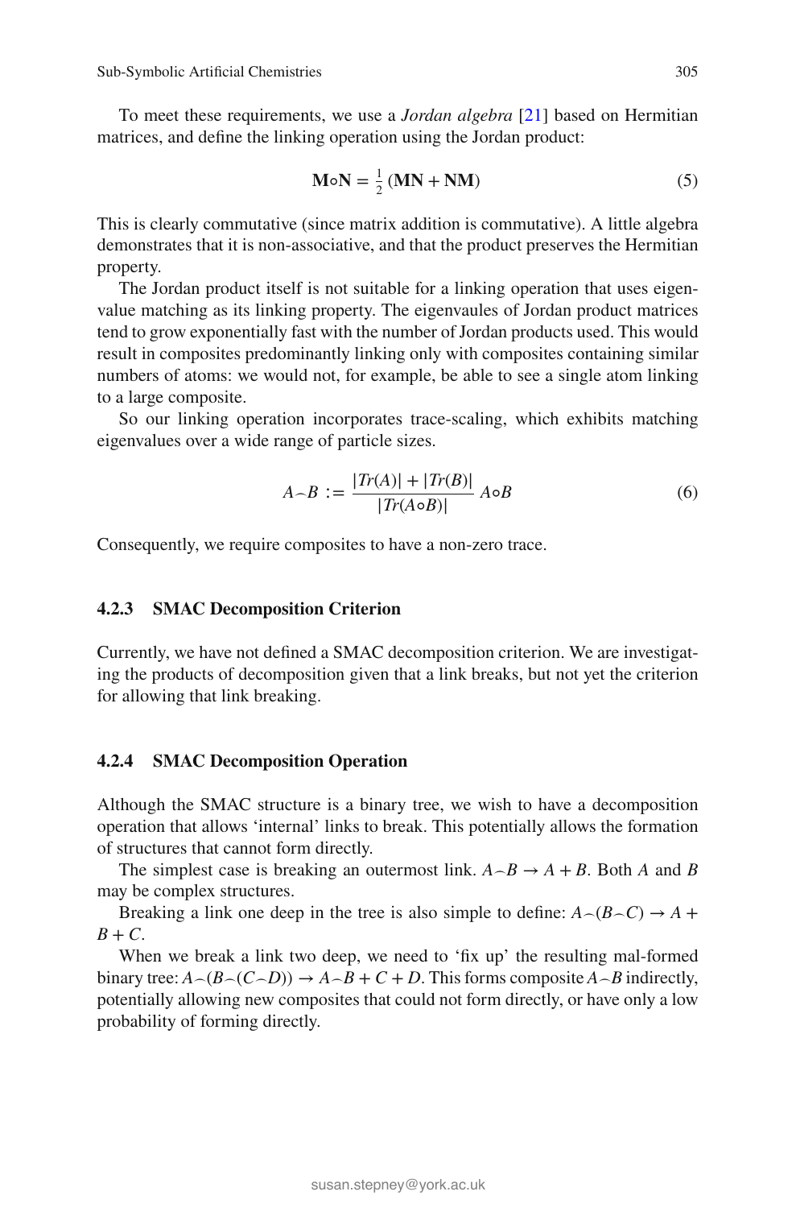To meet these requirements, we use a *Jordan algebra* [21] based on Hermitian matrices, and define the linking operation using the Jordan product:

$$\mathbf{M} \circ \mathbf{N} = \tfrac{1}{2}\left(\mathbf{MN} + \mathbf{NM}\right) \tag{5}$$

This is clearly commutative (since matrix addition is commutative). A little algebra demonstrates that it is non-associative, and that the product preserves the Hermitian property.

The Jordan product itself is not suitable for a linking operation that uses eigenvalue matching as its linking property. The eigenvaules of Jordan product matrices tend to grow exponentially fast with the number of Jordan products used. This would result in composites predominantly linking only with composites containing similar numbers of atoms: we would not, for example, be able to see a single atom linking to a large composite.

So our linking operation incorporates trace-scaling, which exhibits matching eigenvalues over a wide range of particle sizes.

$$A \frown B := \frac{|Tr(A)| + |Tr(B)|}{|Tr(A \circ B)|} \, A \circ B \tag{6}$$

Consequently, we require composites to have a non-zero trace.

### 4.2.3 SMAC Decomposition Criterion

Currently, we have not defined a SMAC decomposition criterion. We are investigating the products of decomposition given that a link breaks, but not yet the criterion for allowing that link breaking.

### 4.2.4 SMAC Decomposition Operation

Although the SMAC structure is a binary tree, we wish to have a decomposition operation that allows 'internal' links to break. This potentially allows the formation of structures that cannot form directly.

The simplest case is breaking an outermost link. $A \frown B \rightarrow A + B$. Both $A$ and $B$ may be complex structures.

Breaking a link one deep in the tree is also simple to define: $A \frown (B \frown C) \rightarrow A + B + C$.

When we break a link two deep, we need to 'fix up' the resulting mal-formed binary tree: $A \frown (B \frown (C \frown D)) \rightarrow A \frown B + C + D$. This forms composite $A \frown B$ indirectly, potentially allowing new composites that could not form directly, or have only a low probability of forming directly.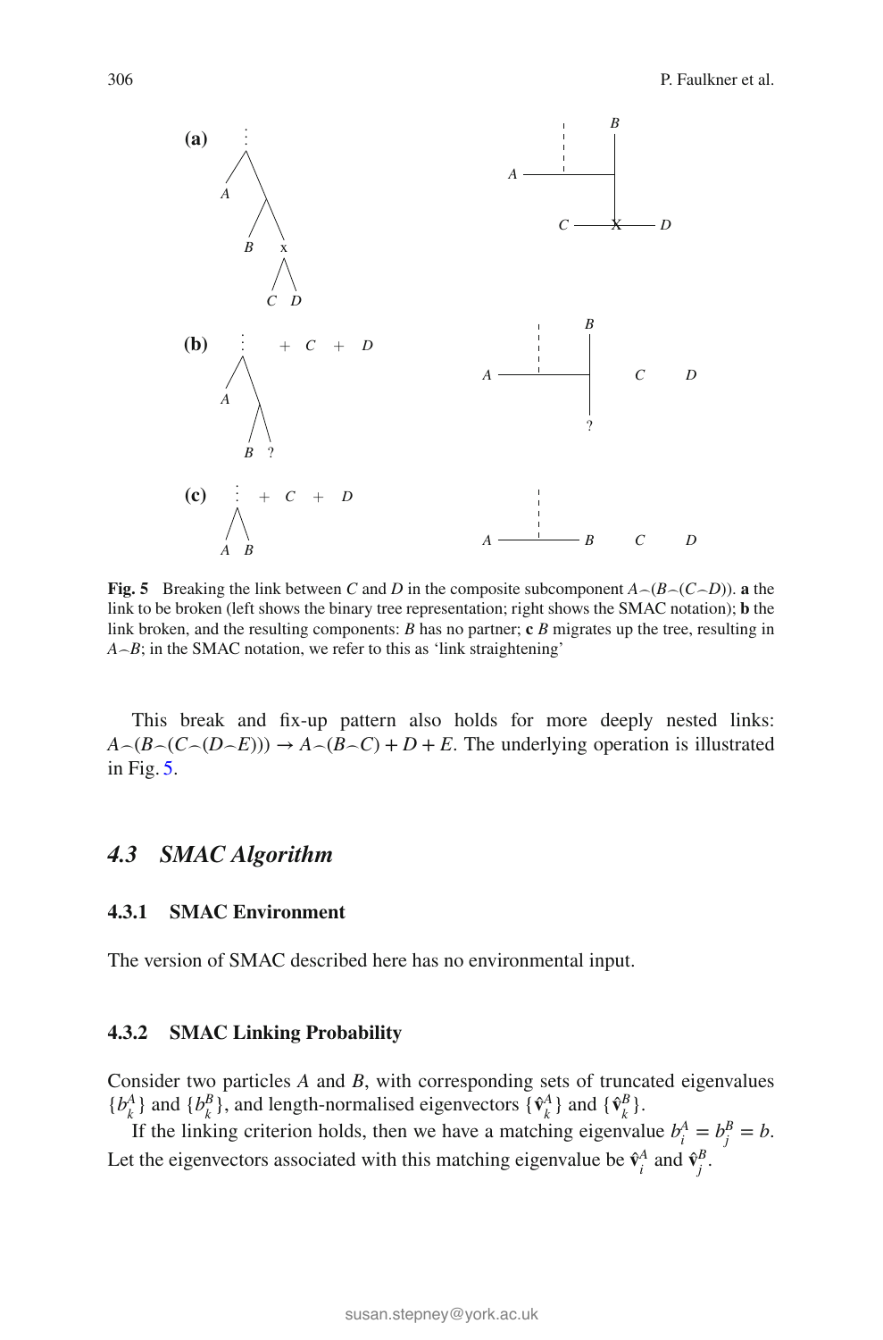**Fig. 5** Breaking the link between $C$ and $D$ in the composite subcomponent $A\frown(B\frown(C\frown D))$. **a** the link to be broken (left shows the binary tree representation; right shows the SMAC notation); **b** the link broken, and the resulting components: $B$ has no partner; **c** $B$ migrates up the tree, resulting in $A\frown B$; in the SMAC notation, we refer to this as 'link straightening'

This break and fix-up pattern also holds for more deeply nested links: $A\frown(B\frown(C\frown(D\frown E))) \rightarrow A\frown(B\frown C) + D + E$. The underlying operation is illustrated in Fig. 5.

### 4.3 SMAC Algorithm

#### 4.3.1 SMAC Environment

The version of SMAC described here has no environmental input.

#### 4.3.2 SMAC Linking Probability

Consider two particles $A$ and $B$, with corresponding sets of truncated eigenvalues $\{b_k^A\}$ and $\{b_k^B\}$, and length-normalised eigenvectors $\{\hat{\mathbf{v}}_k^A\}$ and $\{\hat{\mathbf{v}}_k^B\}$.

If the linking criterion holds, then we have a matching eigenvalue $b_i^A = b_j^B = b$. Let the eigenvectors associated with this matching eigenvalue be $\hat{\mathbf{v}}_i^A$ and $\hat{\mathbf{v}}_j^B$.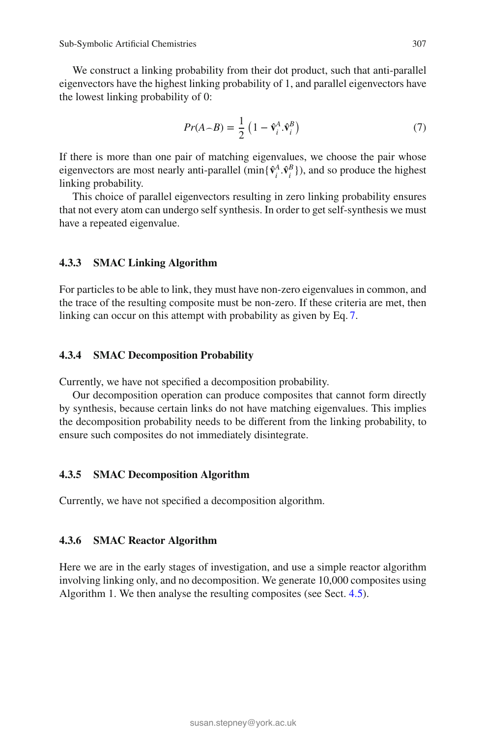We construct a linking probability from their dot product, such that anti-parallel eigenvectors have the highest linking probability of 1, and parallel eigenvectors have the lowest linking probability of 0:

$$Pr(A \frown B) = \frac{1}{2}\left(1 - \hat{\mathbf{v}}_i^A . \hat{\mathbf{v}}_i^B\right) \tag{7}$$

If there is more than one pair of matching eigenvalues, we choose the pair whose eigenvectors are most nearly anti-parallel ($\min\{\hat{\mathbf{v}}_i^A . \hat{\mathbf{v}}_i^B\}$), and so produce the highest linking probability.

This choice of parallel eigenvectors resulting in zero linking probability ensures that not every atom can undergo self synthesis. In order to get self-synthesis we must have a repeated eigenvalue.

#### 4.3.3 SMAC Linking Algorithm

For particles to be able to link, they must have non-zero eigenvalues in common, and the trace of the resulting composite must be non-zero. If these criteria are met, then linking can occur on this attempt with probability as given by Eq. 7.

#### 4.3.4 SMAC Decomposition Probability

Currently, we have not specified a decomposition probability.

Our decomposition operation can produce composites that cannot form directly by synthesis, because certain links do not have matching eigenvalues. This implies the decomposition probability needs to be different from the linking probability, to ensure such composites do not immediately disintegrate.

#### 4.3.5 SMAC Decomposition Algorithm

Currently, we have not specified a decomposition algorithm.

#### 4.3.6 SMAC Reactor Algorithm

Here we are in the early stages of investigation, and use a simple reactor algorithm involving linking only, and no decomposition. We generate 10,000 composites using Algorithm 1. We then analyse the resulting composites (see Sect. 4.5).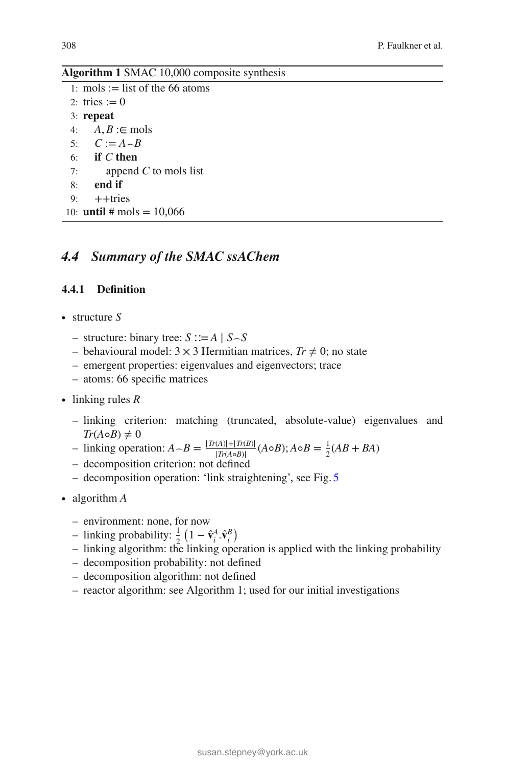**Algorithm 1** SMAC 10,000 composite synthesis

```
 1: mols := list of the 66 atoms
 2: tries := 0
 3: repeat
 4:    A, B :∈ mols
 5:    C := A⌢B
 6:    if C then
 7:       append C to mols list
 8:    end if
 9:    ++tries
10: until # mols = 10,066
```

## 4.4 Summary of the SMAC ssAChem

### 4.4.1 Definition

- structure $S$
  - structure: binary tree: $S ::= A \mid S \frown S$
  - behavioural model: $3 \times 3$ Hermitian matrices, $Tr \neq 0$; no state
  - emergent properties: eigenvalues and eigenvectors; trace
  - atoms: 66 specific matrices
- linking rules $R$
  - linking criterion: matching (truncated, absolute-value) eigenvalues and $Tr(A \circ B) \neq 0$
  - linking operation: $A \frown B = \frac{|Tr(A)| + |Tr(B)|}{|Tr(A \circ B)|}(A \circ B)$; $A \circ B = \frac{1}{2}(AB + BA)$
  - decomposition criterion: not defined
  - decomposition operation: 'link straightening', see Fig. 5
- algorithm $A$
  - environment: none, for now
  - linking probability: $\frac{1}{2}\left(1 - \hat{\mathbf{v}}_i^A . \hat{\mathbf{v}}_i^B\right)$
  - linking algorithm: the linking operation is applied with the linking probability
  - decomposition probability: not defined
  - decomposition algorithm: not defined
  - reactor algorithm: see Algorithm 1; used for our initial investigations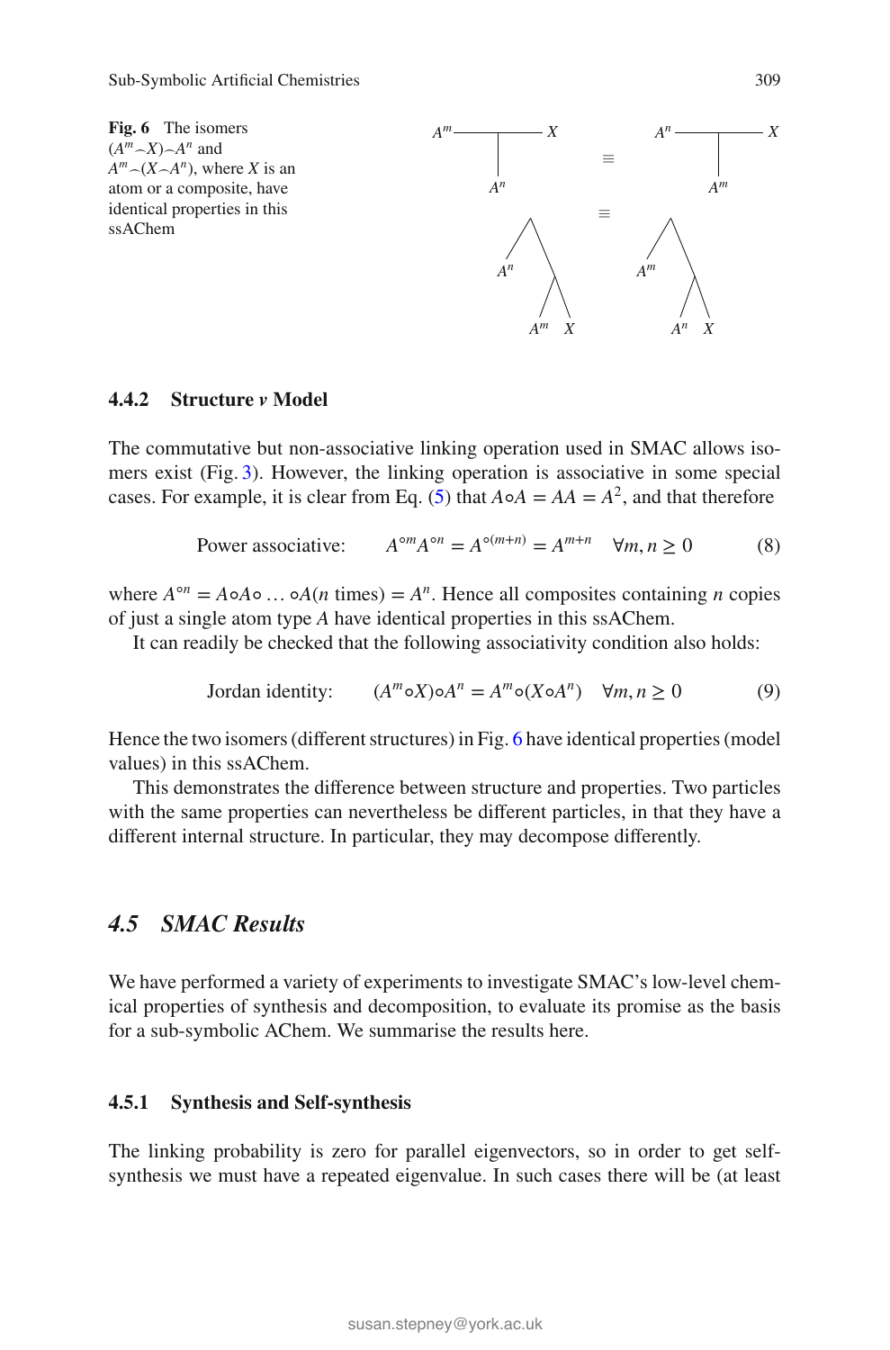**Fig. 6** The isomers $(A^m \frown X) \frown A^n$ and $A^m \frown (X \frown A^n)$, where $X$ is an atom or a composite, have identical properties in this ssAChem

#### 4.4.2 Structure *v* Model

The commutative but non-associative linking operation used in SMAC allows isomers exist (Fig. 3). However, the linking operation is associative in some special cases. For example, it is clear from Eq. (5) that $A \circ A = AA = A^2$, and that therefore

$$\text{Power associative:} \qquad A^{\circ m} A^{\circ n} = A^{\circ (m+n)} = A^{m+n} \quad \forall m, n \geq 0 \tag{8}$$

where $A^{\circ n} = A \circ A \circ \ldots \circ A (n \text{ times}) = A^n$. Hence all composites containing $n$ copies of just a single atom type $A$ have identical properties in this ssAChem.

It can readily be checked that the following associativity condition also holds:

$$\text{Jordan identity:} \qquad (A^m \circ X) \circ A^n = A^m \circ (X \circ A^n) \quad \forall m, n \geq 0 \tag{9}$$

Hence the two isomers (different structures) in Fig. 6 have identical properties (model values) in this ssAChem.

This demonstrates the difference between structure and properties. Two particles with the same properties can nevertheless be different particles, in that they have a different internal structure. In particular, they may decompose differently.

### *4.5 SMAC Results*

We have performed a variety of experiments to investigate SMAC's low-level chemical properties of synthesis and decomposition, to evaluate its promise as the basis for a sub-symbolic AChem. We summarise the results here.

#### 4.5.1 Synthesis and Self-synthesis

The linking probability is zero for parallel eigenvectors, so in order to get self-synthesis we must have a repeated eigenvalue. In such cases there will be (at least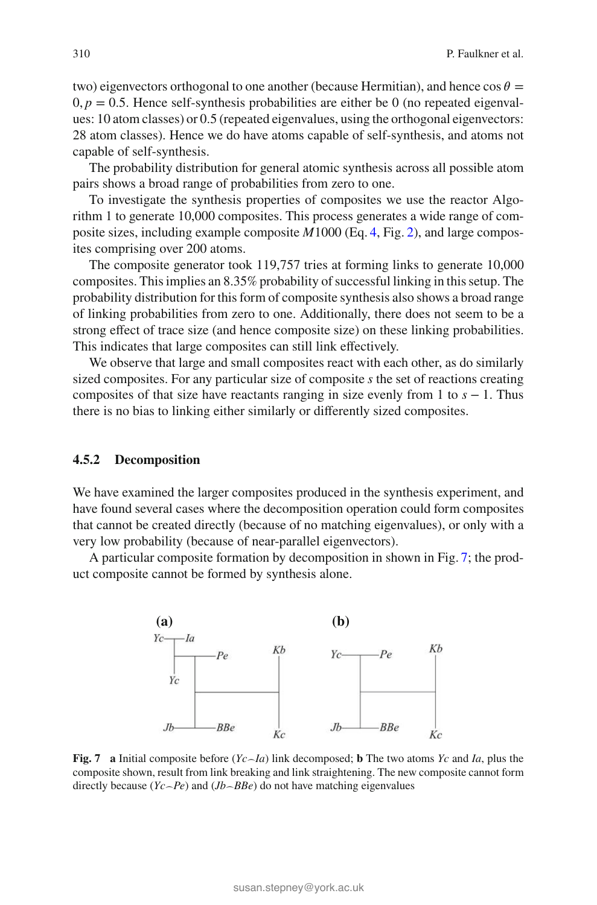two) eigenvectors orthogonal to one another (because Hermitian), and hence $\cos\theta = 0, p = 0.5$. Hence self-synthesis probabilities are either be 0 (no repeated eigenvalues: 10 atom classes) or 0.5 (repeated eigenvalues, using the orthogonal eigenvectors: 28 atom classes). Hence we do have atoms capable of self-synthesis, and atoms not capable of self-synthesis.

The probability distribution for general atomic synthesis across all possible atom pairs shows a broad range of probabilities from zero to one.

To investigate the synthesis properties of composites we use the reactor Algorithm 1 to generate 10,000 composites. This process generates a wide range of composite sizes, including example composite $M1000$ (Eq. 4, Fig. 2), and large composites comprising over 200 atoms.

The composite generator took 119,757 tries at forming links to generate 10,000 composites. This implies an 8.35% probability of successful linking in this setup. The probability distribution for this form of composite synthesis also shows a broad range of linking probabilities from zero to one. Additionally, there does not seem to be a strong effect of trace size (and hence composite size) on these linking probabilities. This indicates that large composites can still link effectively.

We observe that large and small composites react with each other, as do similarly sized composites. For any particular size of composite $s$ the set of reactions creating composites of that size have reactants ranging in size evenly from 1 to $s - 1$. Thus there is no bias to linking either similarly or differently sized composites.

### 4.5.2 Decomposition

We have examined the larger composites produced in the synthesis experiment, and have found several cases where the decomposition operation could form composites that cannot be created directly (because of no matching eigenvalues), or only with a very low probability (because of near-parallel eigenvectors).

A particular composite formation by decomposition in shown in Fig. 7; the product composite cannot be formed by synthesis alone.

**Fig. 7** **a** Initial composite before ($Yc \frown Ia$) link decomposed; **b** The two atoms $Yc$ and $Ia$, plus the composite shown, result from link breaking and link straightening. The new composite cannot form directly because ($Yc \frown Pe$) and ($Jb \frown BBe$) do not have matching eigenvalues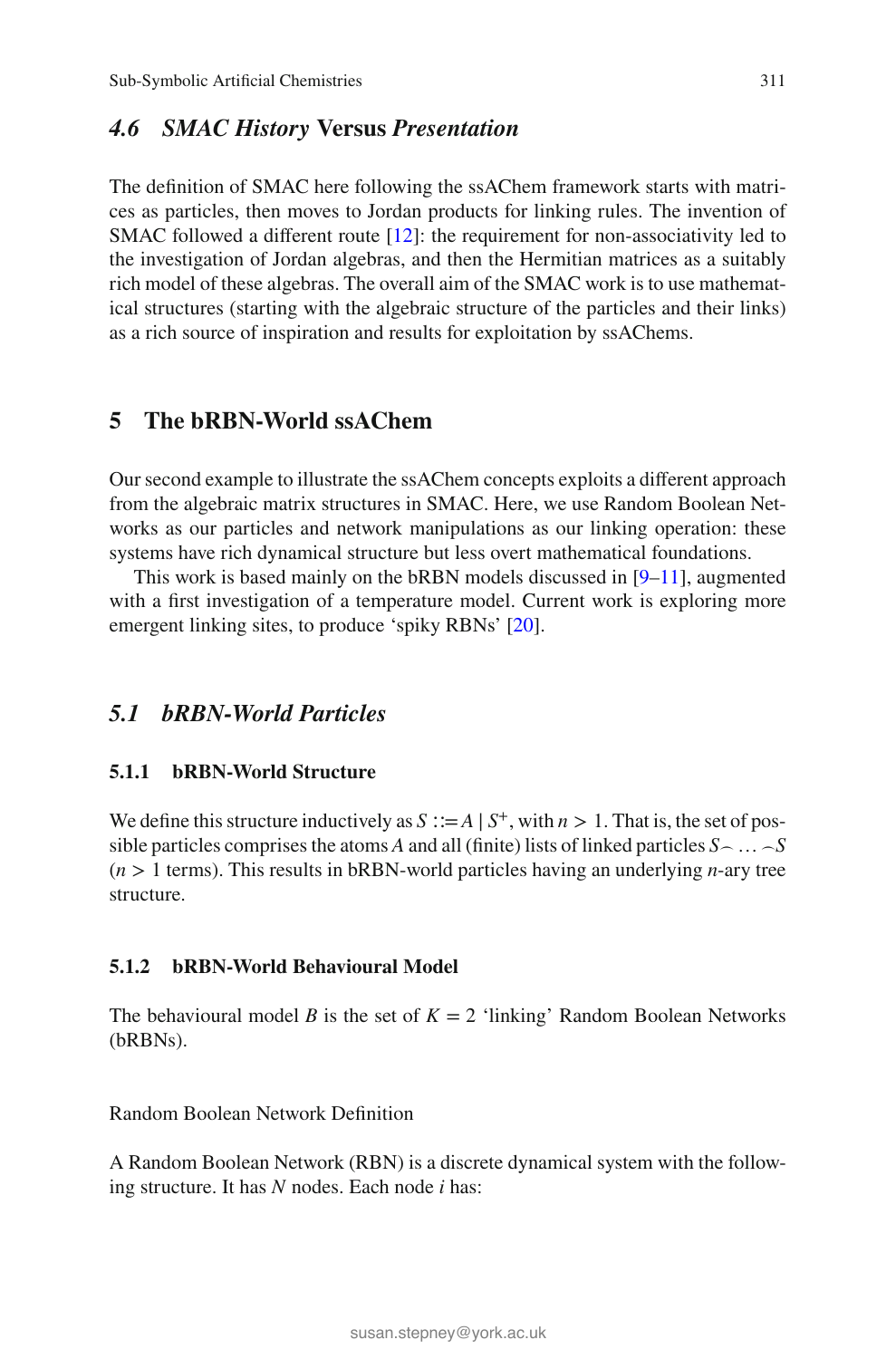### 4.6 *SMAC History* Versus *Presentation*

The definition of SMAC here following the ssAChem framework starts with matrices as particles, then moves to Jordan products for linking rules. The invention of SMAC followed a different route [12]: the requirement for non-associativity led to the investigation of Jordan algebras, and then the Hermitian matrices as a suitably rich model of these algebras. The overall aim of the SMAC work is to use mathematical structures (starting with the algebraic structure of the particles and their links) as a rich source of inspiration and results for exploitation by ssAChems.

## 5 The bRBN-World ssAChem

Our second example to illustrate the ssAChem concepts exploits a different approach from the algebraic matrix structures in SMAC. Here, we use Random Boolean Networks as our particles and network manipulations as our linking operation: these systems have rich dynamical structure but less overt mathematical foundations.

This work is based mainly on the bRBN models discussed in [9–11], augmented with a first investigation of a temperature model. Current work is exploring more emergent linking sites, to produce 'spiky RBNs' [20].

### 5.1 *bRBN-World Particles*

#### 5.1.1 bRBN-World Structure

We define this structure inductively as $S ::= A \mid S^{+}$, with $n > 1$. That is, the set of possible particles comprises the atoms $A$ and all (finite) lists of linked particles $S\frown \ldots \frown S$ ($n > 1$ terms). This results in bRBN-world particles having an underlying $n$-ary tree structure.

#### 5.1.2 bRBN-World Behavioural Model

The behavioural model $B$ is the set of $K = 2$ 'linking' Random Boolean Networks (bRBNs).

Random Boolean Network Definition

A Random Boolean Network (RBN) is a discrete dynamical system with the following structure. It has $N$ nodes. Each node $i$ has: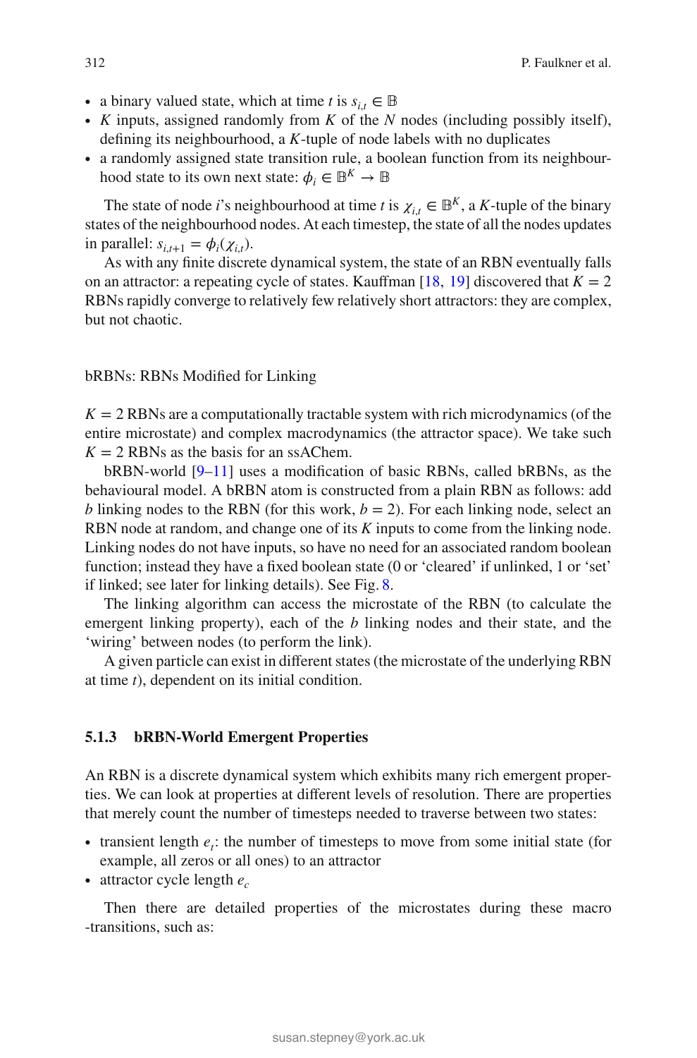- a binary valued state, which at time $t$ is $s_{i,t} \in \mathbb{B}$
- $K$ inputs, assigned randomly from $K$ of the $N$ nodes (including possibly itself), defining its neighbourhood, a $K$-tuple of node labels with no duplicates
- a randomly assigned state transition rule, a boolean function from its neighbourhood state to its own next state: $\phi_i \in \mathbb{B}^K \rightarrow \mathbb{B}$

The state of node $i$'s neighbourhood at time $t$ is $\chi_{i,t} \in \mathbb{B}^K$, a $K$-tuple of the binary states of the neighbourhood nodes. At each timestep, the state of all the nodes updates in parallel: $s_{i,t+1} = \phi_i(\chi_{i,t})$.

As with any finite discrete dynamical system, the state of an RBN eventually falls on an attractor: a repeating cycle of states. Kauffman [18, 19] discovered that $K = 2$ RBNs rapidly converge to relatively few relatively short attractors: they are complex, but not chaotic.

bRBNs: RBNs Modified for Linking

$K = 2$ RBNs are a computationally tractable system with rich microdynamics (of the entire microstate) and complex macrodynamics (the attractor space). We take such $K = 2$ RBNs as the basis for an ssAChem.

bRBN-world [9–11] uses a modification of basic RBNs, called bRBNs, as the behavioural model. A bRBN atom is constructed from a plain RBN as follows: add $b$ linking nodes to the RBN (for this work, $b = 2$). For each linking node, select an RBN node at random, and change one of its $K$ inputs to come from the linking node. Linking nodes do not have inputs, so have no need for an associated random boolean function; instead they have a fixed boolean state (0 or 'cleared' if unlinked, 1 or 'set' if linked; see later for linking details). See Fig. 8.

The linking algorithm can access the microstate of the RBN (to calculate the emergent linking property), each of the $b$ linking nodes and their state, and the 'wiring' between nodes (to perform the link).

A given particle can exist in different states (the microstate of the underlying RBN at time $t$), dependent on its initial condition.

### 5.1.3 bRBN-World Emergent Properties

An RBN is a discrete dynamical system which exhibits many rich emergent properties. We can look at properties at different levels of resolution. There are properties that merely count the number of timesteps needed to traverse between two states:

- transient length $e_t$: the number of timesteps to move from some initial state (for example, all zeros or all ones) to an attractor
- attractor cycle length $e_c$

Then there are detailed properties of the microstates during these macro -transitions, such as: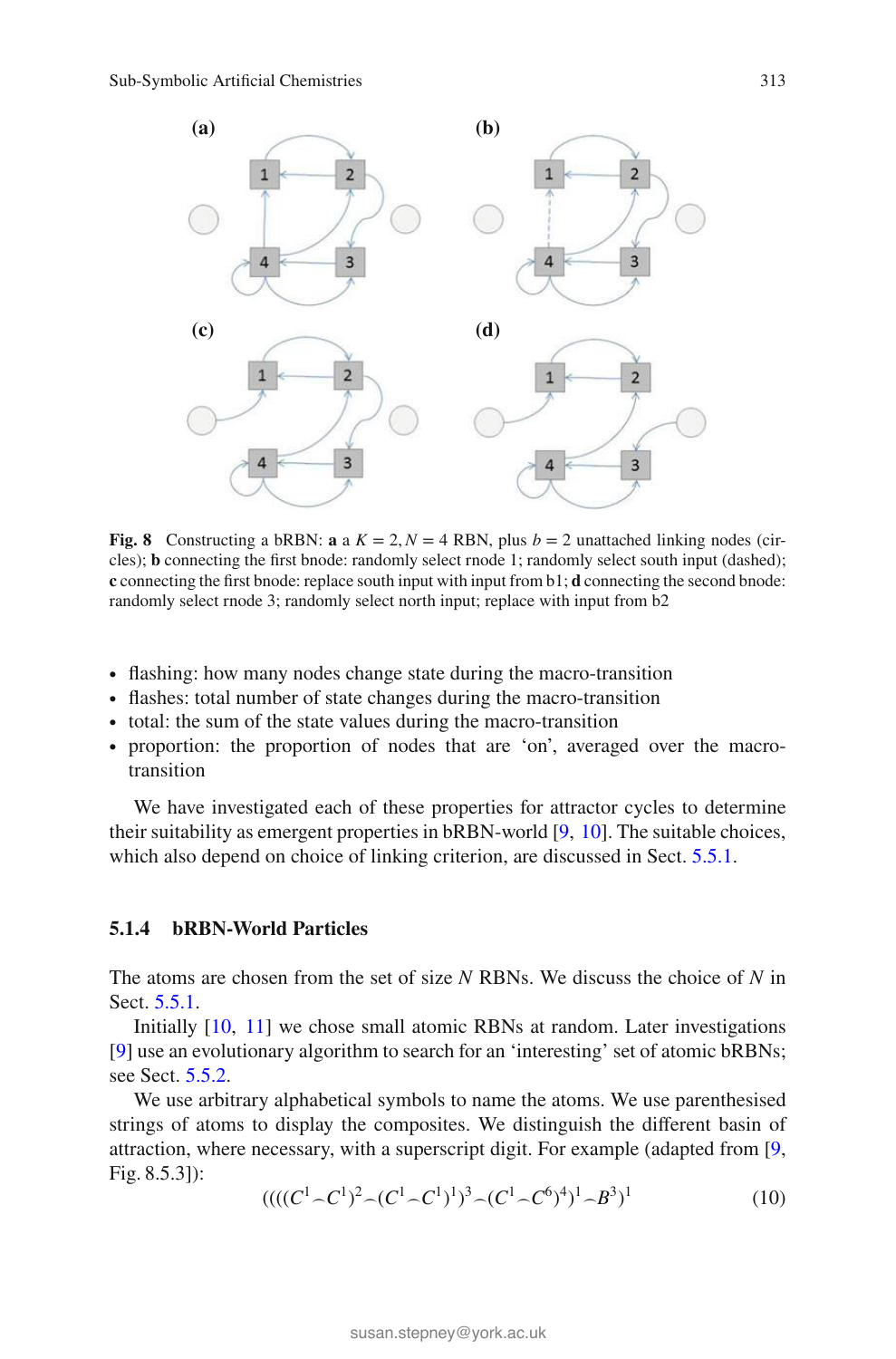Fig. 8 Constructing a bRBN: **a** a $K = 2, N = 4$ RBN, plus $b = 2$ unattached linking nodes (circles); **b** connecting the first bnode: randomly select rnode 1; randomly select south input (dashed); **c** connecting the first bnode: replace south input with input from b1; **d** connecting the second bnode: randomly select rnode 3; randomly select north input; replace with input from b2

- flashing: how many nodes change state during the macro-transition
- flashes: total number of state changes during the macro-transition
- total: the sum of the state values during the macro-transition
- proportion: the proportion of nodes that are 'on', averaged over the macro-transition

We have investigated each of these properties for attractor cycles to determine their suitability as emergent properties in bRBN-world [9, 10]. The suitable choices, which also depend on choice of linking criterion, are discussed in Sect. 5.5.1.

### 5.1.4 bRBN-World Particles

The atoms are chosen from the set of size $N$ RBNs. We discuss the choice of $N$ in Sect. 5.5.1.

Initially [10, 11] we chose small atomic RBNs at random. Later investigations [9] use an evolutionary algorithm to search for an 'interesting' set of atomic bRBNs; see Sect. 5.5.2.

We use arbitrary alphabetical symbols to name the atoms. We use parenthesised strings of atoms to display the composites. We distinguish the different basin of attraction, where necessary, with a superscript digit. For example (adapted from [9, Fig. 8.5.3]):

$$((((C^1 \frown C^1)^2 \frown (C^1 \frown C^1)^1)^3 \frown (C^1 \frown C^6)^4)^1 \frown B^3)^1 \tag{10}$$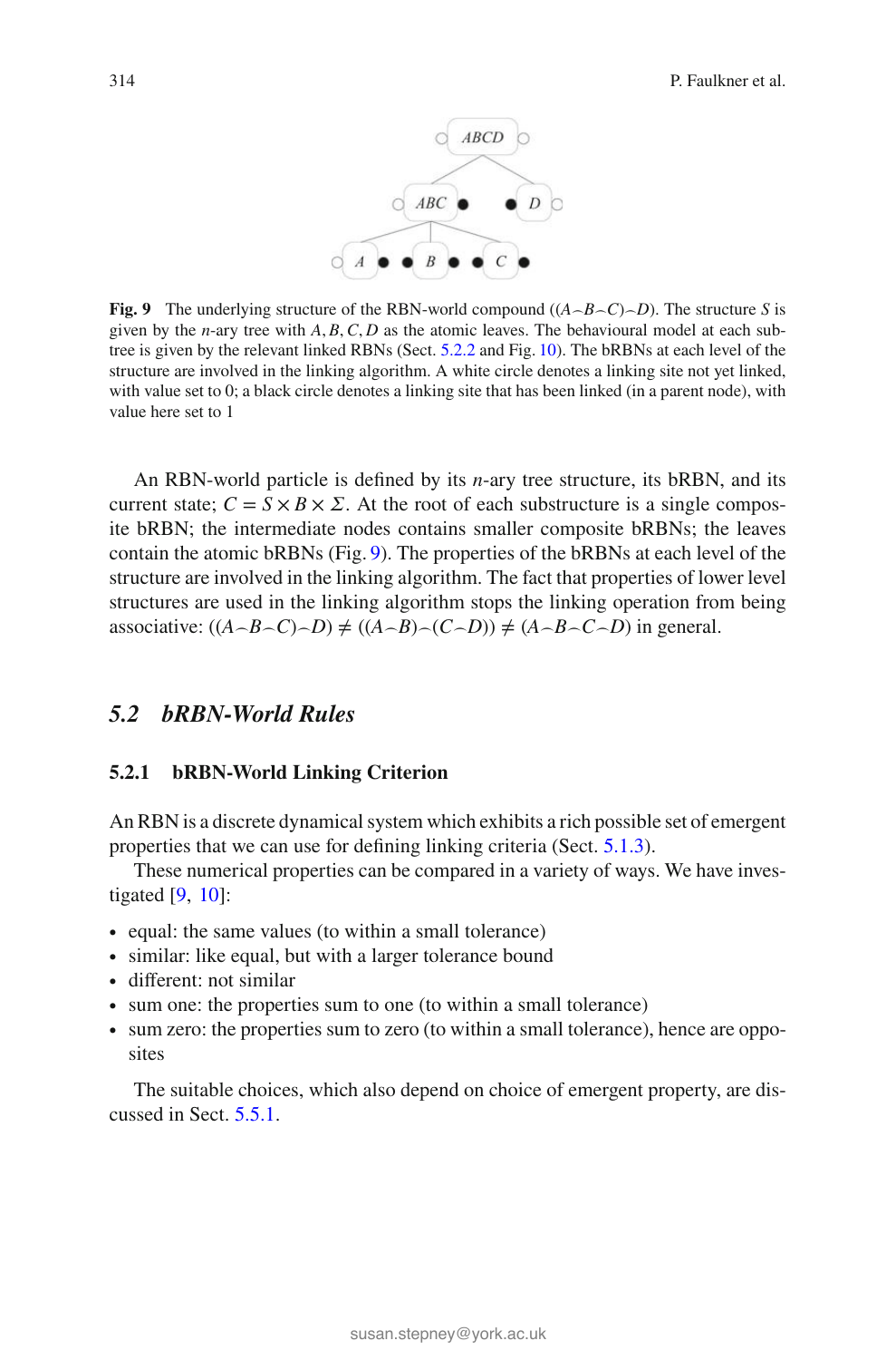**Fig. 9** The underlying structure of the RBN-world compound $((A\frown B\frown C)\frown D)$. The structure $S$ is given by the $n$-ary tree with $A, B, C, D$ as the atomic leaves. The behavioural model at each subtree is given by the relevant linked RBNs (Sect. 5.2.2 and Fig. 10). The bRBNs at each level of the structure are involved in the linking algorithm. A white circle denotes a linking site not yet linked, with value set to 0; a black circle denotes a linking site that has been linked (in a parent node), with value here set to 1

An RBN-world particle is defined by its $n$-ary tree structure, its bRBN, and its current state; $C = S \times B \times \Sigma$. At the root of each substructure is a single composite bRBN; the intermediate nodes contains smaller composite bRBNs; the leaves contain the atomic bRBNs (Fig. 9). The properties of the bRBNs at each level of the structure are involved in the linking algorithm. The fact that properties of lower level structures are used in the linking algorithm stops the linking operation from being associative: $((A\frown B\frown C)\frown D) \neq ((A\frown B)\frown(C\frown D)) \neq (A\frown B\frown C\frown D)$ in general.

## 5.2 bRBN-World Rules

### 5.2.1 bRBN-World Linking Criterion

An RBN is a discrete dynamical system which exhibits a rich possible set of emergent properties that we can use for defining linking criteria (Sect. 5.1.3).

These numerical properties can be compared in a variety of ways. We have investigated [9, 10]:

- equal: the same values (to within a small tolerance)
- similar: like equal, but with a larger tolerance bound
- different: not similar
- sum one: the properties sum to one (to within a small tolerance)
- sum zero: the properties sum to zero (to within a small tolerance), hence are opposites

The suitable choices, which also depend on choice of emergent property, are discussed in Sect. 5.5.1.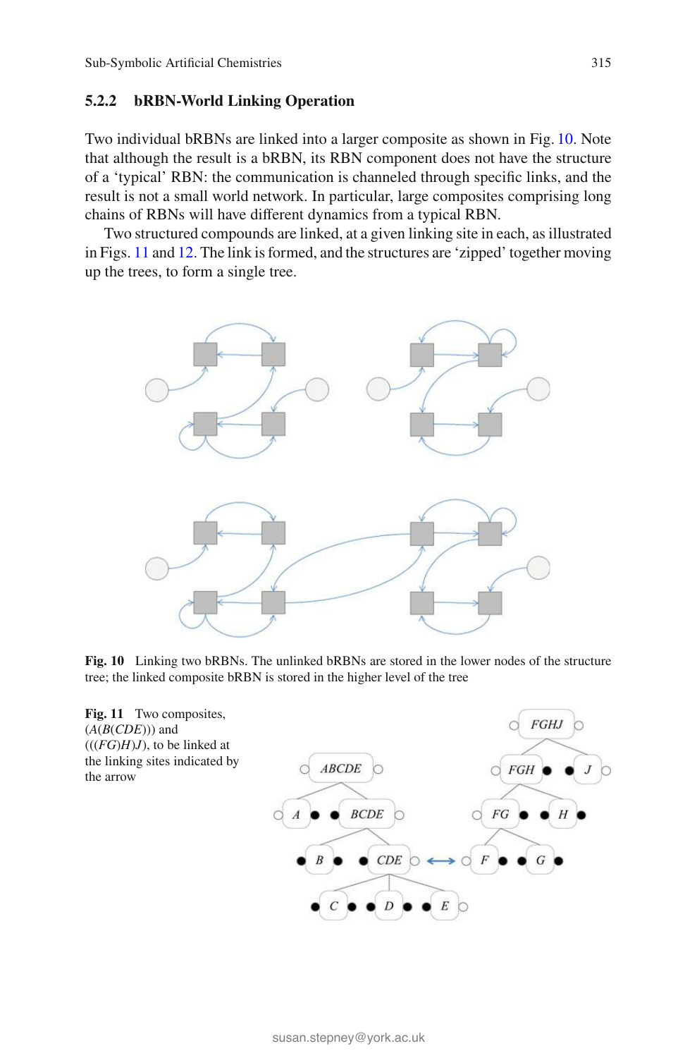### 5.2.2 bRBN-World Linking Operation

Two individual bRBNs are linked into a larger composite as shown in Fig. 10. Note that although the result is a bRBN, its RBN component does not have the structure of a 'typical' RBN: the communication is channeled through specific links, and the result is not a small world network. In particular, large composites comprising long chains of RBNs will have different dynamics from a typical RBN.

Two structured compounds are linked, at a given linking site in each, as illustrated in Figs. 11 and 12. The link is formed, and the structures are 'zipped' together moving up the trees, to form a single tree.

**Fig. 10** Linking two bRBNs. The unlinked bRBNs are stored in the lower nodes of the structure tree; the linked composite bRBN is stored in the higher level of the tree

**Fig. 11** Two composites, (*A*(*B*(*CDE*))) and (((*FG*)*H*)*J*), to be linked at the linking sites indicated by the arrow

susan.stepney@york.ac.uk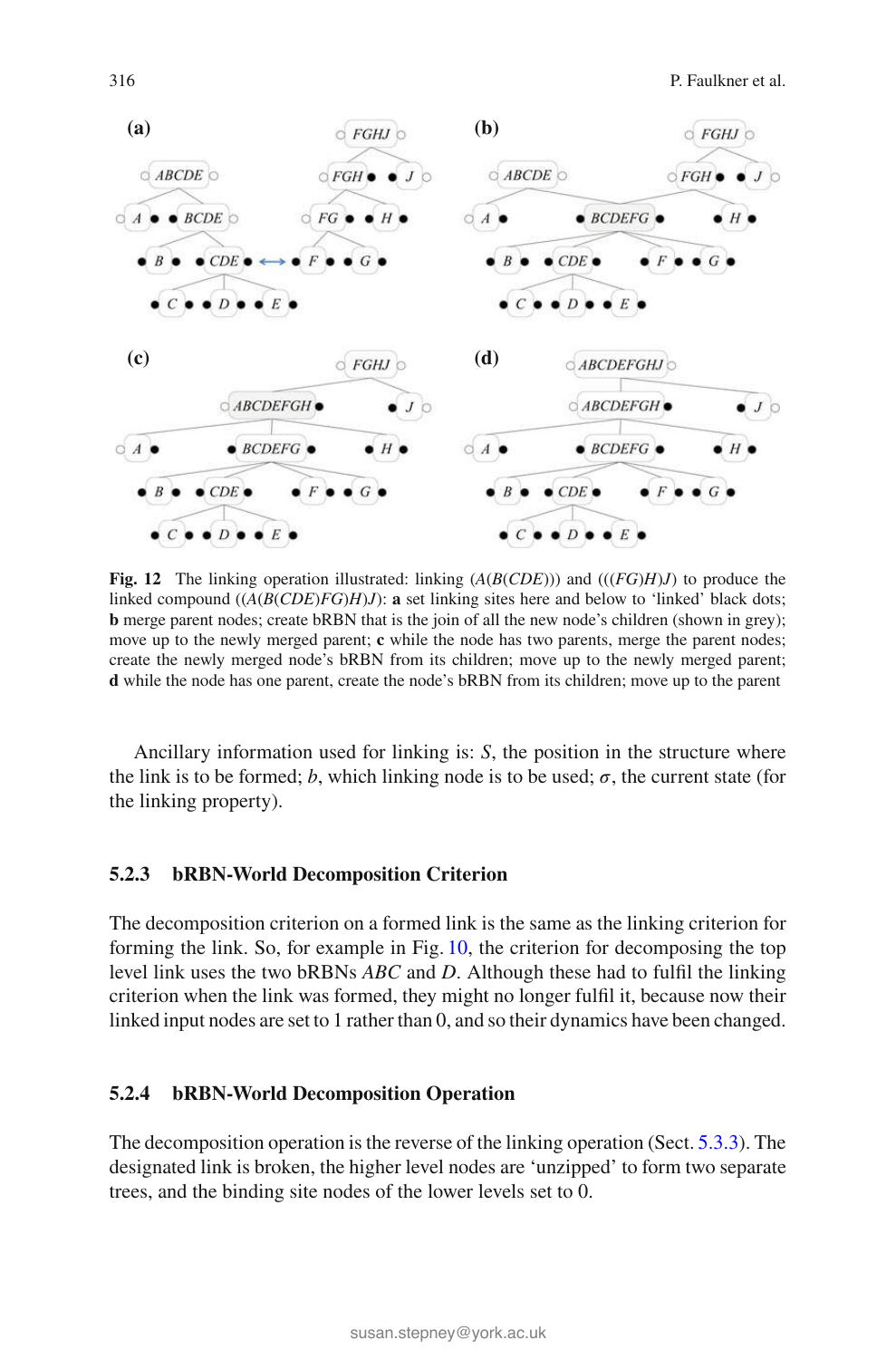**Fig. 12** The linking operation illustrated: linking $(A(B(CDE)))$ and $(((FG)H)J)$ to produce the linked compound $((A(B(CDE)FG)H)J)$: **a** set linking sites here and below to 'linked' black dots; **b** merge parent nodes; create bRBN that is the join of all the new node's children (shown in grey); move up to the newly merged parent; **c** while the node has two parents, merge the parent nodes; create the newly merged node's bRBN from its children; move up to the newly merged parent; **d** while the node has one parent, create the node's bRBN from its children; move up to the parent

Ancillary information used for linking is: $S$, the position in the structure where the link is to be formed; $b$, which linking node is to be used; $\sigma$, the current state (for the linking property).

### 5.2.3 bRBN-World Decomposition Criterion

The decomposition criterion on a formed link is the same as the linking criterion for forming the link. So, for example in Fig. 10, the criterion for decomposing the top level link uses the two bRBNs *ABC* and *D*. Although these had to fulfil the linking criterion when the link was formed, they might no longer fulfil it, because now their linked input nodes are set to 1 rather than 0, and so their dynamics have been changed.

### 5.2.4 bRBN-World Decomposition Operation

The decomposition operation is the reverse of the linking operation (Sect. 5.3.3). The designated link is broken, the higher level nodes are 'unzipped' to form two separate trees, and the binding site nodes of the lower levels set to 0.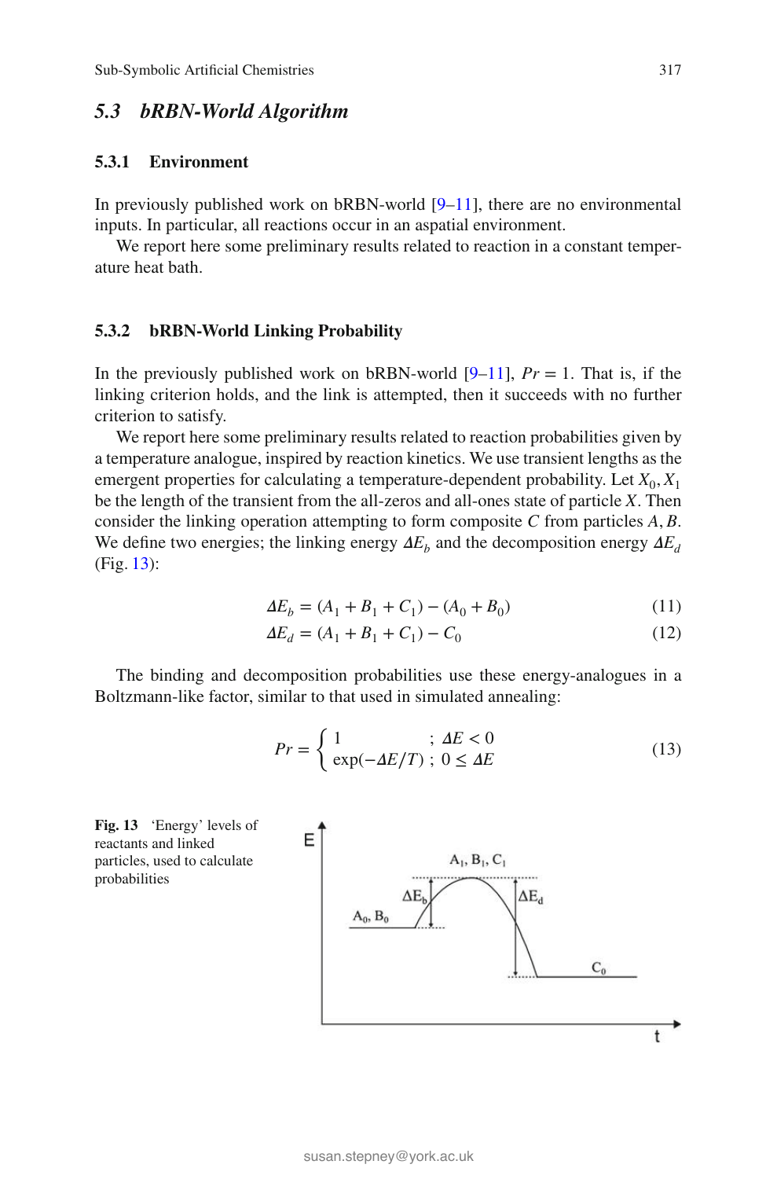## 5.3 bRBN-World Algorithm

### 5.3.1 Environment

In previously published work on bRBN-world [9–11], there are no environmental inputs. In particular, all reactions occur in an aspatial environment.

We report here some preliminary results related to reaction in a constant temperature heat bath.

### 5.3.2 bRBN-World Linking Probability

In the previously published work on bRBN-world [9–11], $Pr = 1$. That is, if the linking criterion holds, and the link is attempted, then it succeeds with no further criterion to satisfy.

We report here some preliminary results related to reaction probabilities given by a temperature analogue, inspired by reaction kinetics. We use transient lengths as the emergent properties for calculating a temperature-dependent probability. Let $X_0, X_1$ be the length of the transient from the all-zeros and all-ones state of particle $X$. Then consider the linking operation attempting to form composite $C$ from particles $A, B$. We define two energies; the linking energy $\Delta E_b$ and the decomposition energy $\Delta E_d$ (Fig. 13):

$$\Delta E_b = (A_1 + B_1 + C_1) - (A_0 + B_0) \tag{11}$$

$$\Delta E_d = (A_1 + B_1 + C_1) - C_0 \tag{12}$$

The binding and decomposition probabilities use these energy-analogues in a Boltzmann-like factor, similar to that used in simulated annealing:

$$Pr = \begin{cases} 1 & ;\ \Delta E < 0 \\ \exp(-\Delta E / T) & ;\ 0 \leq \Delta E \end{cases} \tag{13}$$

**Fig. 13** 'Energy' levels of reactants and linked particles, used to calculate probabilities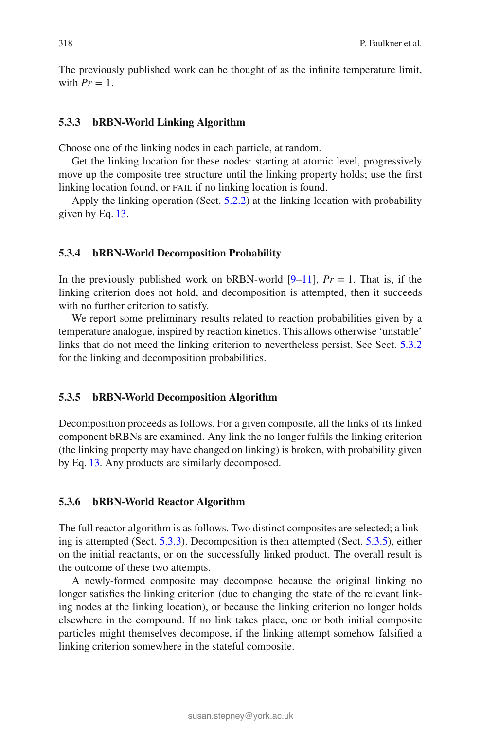The previously published work can be thought of as the infinite temperature limit, with $Pr = 1$.

### 5.3.3 bRBN-World Linking Algorithm

Choose one of the linking nodes in each particle, at random.

Get the linking location for these nodes: starting at atomic level, progressively move up the composite tree structure until the linking property holds; use the first linking location found, or FAIL if no linking location is found.

Apply the linking operation (Sect. 5.2.2) at the linking location with probability given by Eq. 13.

### 5.3.4 bRBN-World Decomposition Probability

In the previously published work on bRBN-world [9–11], $Pr = 1$. That is, if the linking criterion does not hold, and decomposition is attempted, then it succeeds with no further criterion to satisfy.

We report some preliminary results related to reaction probabilities given by a temperature analogue, inspired by reaction kinetics. This allows otherwise 'unstable' links that do not meed the linking criterion to nevertheless persist. See Sect. 5.3.2 for the linking and decomposition probabilities.

### 5.3.5 bRBN-World Decomposition Algorithm

Decomposition proceeds as follows. For a given composite, all the links of its linked component bRBNs are examined. Any link the no longer fulfils the linking criterion (the linking property may have changed on linking) is broken, with probability given by Eq. 13. Any products are similarly decomposed.

### 5.3.6 bRBN-World Reactor Algorithm

The full reactor algorithm is as follows. Two distinct composites are selected; a linking is attempted (Sect. 5.3.3). Decomposition is then attempted (Sect. 5.3.5), either on the initial reactants, or on the successfully linked product. The overall result is the outcome of these two attempts.

A newly-formed composite may decompose because the original linking no longer satisfies the linking criterion (due to changing the state of the relevant linking nodes at the linking location), or because the linking criterion no longer holds elsewhere in the compound. If no link takes place, one or both initial composite particles might themselves decompose, if the linking attempt somehow falsified a linking criterion somewhere in the stateful composite.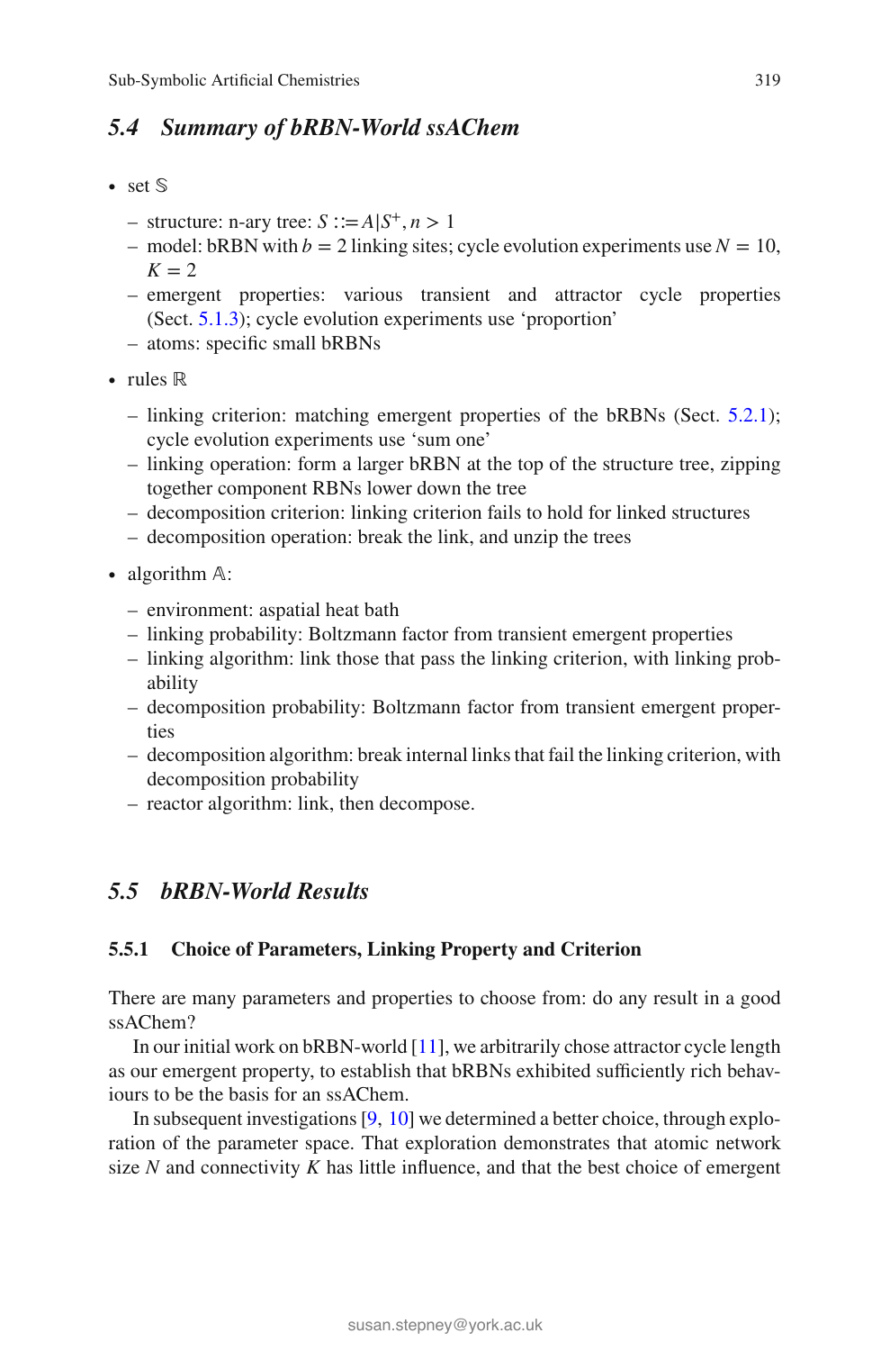## 5.4 Summary of bRBN-World ssAChem

- set $\mathbb{S}$
  - structure: n-ary tree: $S ::= A | S^+, n > 1$
  - model: bRBN with $b = 2$ linking sites; cycle evolution experiments use $N = 10$, $K = 2$
  - emergent properties: various transient and attractor cycle properties (Sect. 5.1.3); cycle evolution experiments use 'proportion'
  - atoms: specific small bRBNs
- rules $\mathbb{R}$
  - linking criterion: matching emergent properties of the bRBNs (Sect. 5.2.1); cycle evolution experiments use 'sum one'
  - linking operation: form a larger bRBN at the top of the structure tree, zipping together component RBNs lower down the tree
  - decomposition criterion: linking criterion fails to hold for linked structures
  - decomposition operation: break the link, and unzip the trees
- algorithm $\mathbb{A}$:
  - environment: aspatial heat bath
  - linking probability: Boltzmann factor from transient emergent properties
  - linking algorithm: link those that pass the linking criterion, with linking probability
  - decomposition probability: Boltzmann factor from transient emergent properties
  - decomposition algorithm: break internal links that fail the linking criterion, with decomposition probability
  - reactor algorithm: link, then decompose.

## 5.5 bRBN-World Results

### 5.5.1 Choice of Parameters, Linking Property and Criterion

There are many parameters and properties to choose from: do any result in a good ssAChem?

In our initial work on bRBN-world [11], we arbitrarily chose attractor cycle length as our emergent property, to establish that bRBNs exhibited sufficiently rich behaviours to be the basis for an ssAChem.

In subsequent investigations [9, 10] we determined a better choice, through exploration of the parameter space. That exploration demonstrates that atomic network size $N$ and connectivity $K$ has little influence, and that the best choice of emergent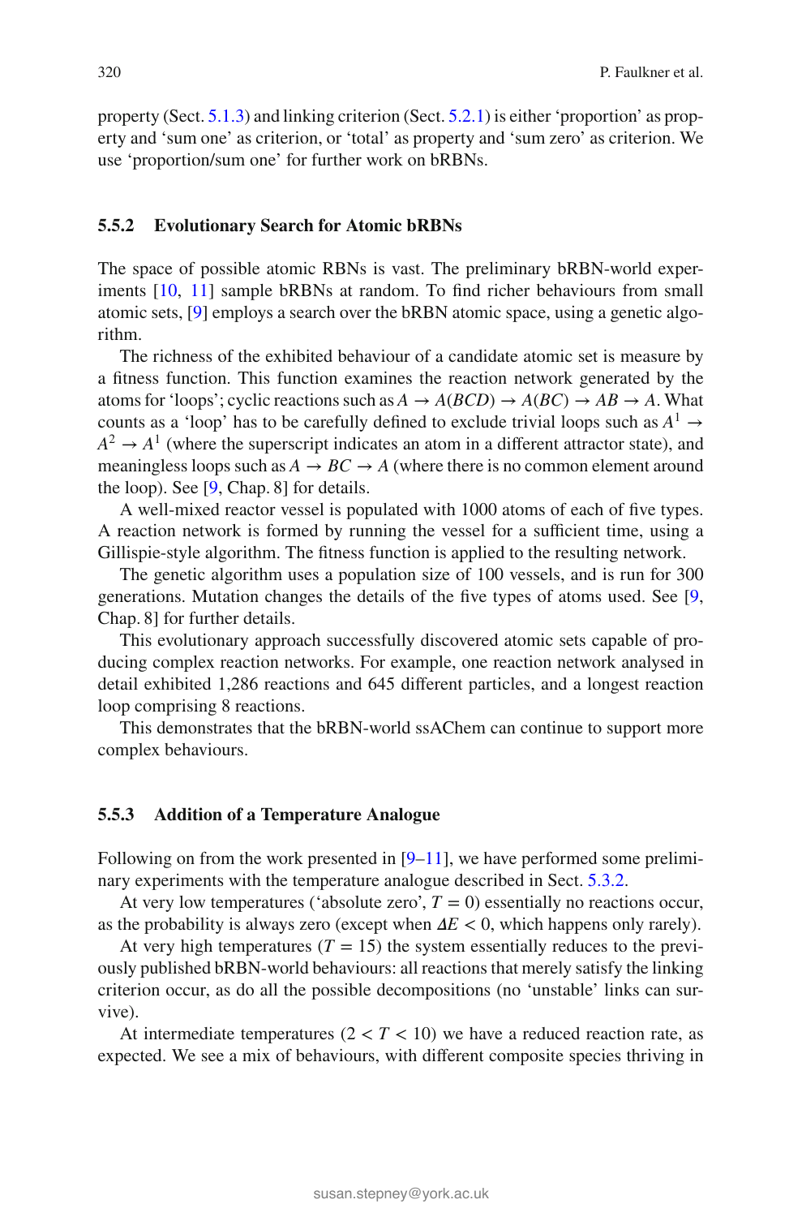property (Sect. 5.1.3) and linking criterion (Sect. 5.2.1) is either 'proportion' as property and 'sum one' as criterion, or 'total' as property and 'sum zero' as criterion. We use 'proportion/sum one' for further work on bRBNs.

### 5.5.2 Evolutionary Search for Atomic bRBNs

The space of possible atomic RBNs is vast. The preliminary bRBN-world experiments [10, 11] sample bRBNs at random. To find richer behaviours from small atomic sets, [9] employs a search over the bRBN atomic space, using a genetic algorithm.

The richness of the exhibited behaviour of a candidate atomic set is measure by a fitness function. This function examines the reaction network generated by the atoms for 'loops'; cyclic reactions such as $A \to A(BCD) \to A(BC) \to AB \to A$. What counts as a 'loop' has to be carefully defined to exclude trivial loops such as $A^1 \to A^2 \to A^1$ (where the superscript indicates an atom in a different attractor state), and meaningless loops such as $A \to BC \to A$ (where there is no common element around the loop). See [9, Chap. 8] for details.

A well-mixed reactor vessel is populated with 1000 atoms of each of five types. A reaction network is formed by running the vessel for a sufficient time, using a Gillispie-style algorithm. The fitness function is applied to the resulting network.

The genetic algorithm uses a population size of 100 vessels, and is run for 300 generations. Mutation changes the details of the five types of atoms used. See [9, Chap. 8] for further details.

This evolutionary approach successfully discovered atomic sets capable of producing complex reaction networks. For example, one reaction network analysed in detail exhibited 1,286 reactions and 645 different particles, and a longest reaction loop comprising 8 reactions.

This demonstrates that the bRBN-world ssAChem can continue to support more complex behaviours.

### 5.5.3 Addition of a Temperature Analogue

Following on from the work presented in [9–11], we have performed some preliminary experiments with the temperature analogue described in Sect. 5.3.2.

At very low temperatures ('absolute zero', $T = 0$) essentially no reactions occur, as the probability is always zero (except when $\Delta E < 0$, which happens only rarely).

At very high temperatures ($T = 15$) the system essentially reduces to the previously published bRBN-world behaviours: all reactions that merely satisfy the linking criterion occur, as do all the possible decompositions (no 'unstable' links can survive).

At intermediate temperatures ($2 < T < 10$) we have a reduced reaction rate, as expected. We see a mix of behaviours, with different composite species thriving in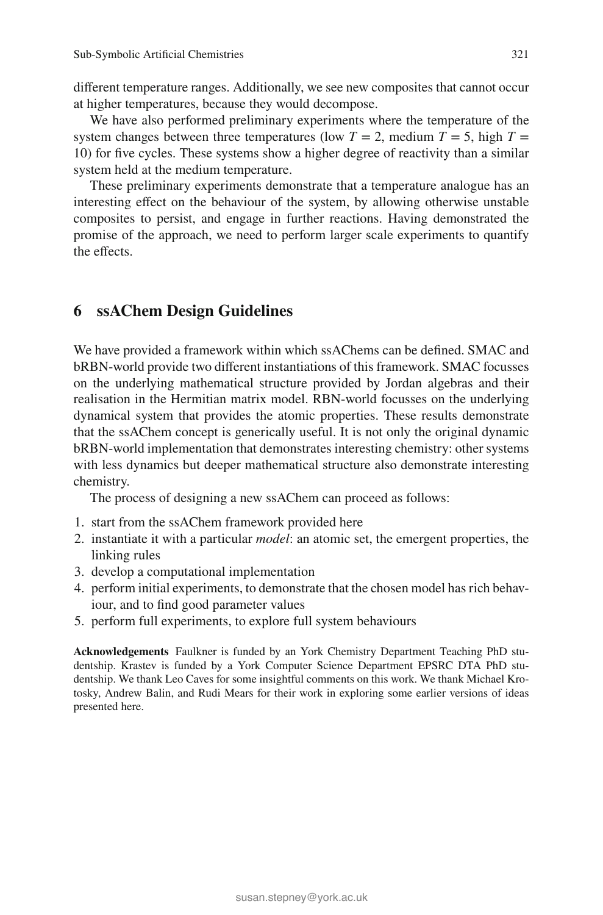different temperature ranges. Additionally, we see new composites that cannot occur at higher temperatures, because they would decompose.

We have also performed preliminary experiments where the temperature of the system changes between three temperatures (low $T = 2$, medium $T = 5$, high $T = 10$) for five cycles. These systems show a higher degree of reactivity than a similar system held at the medium temperature.

These preliminary experiments demonstrate that a temperature analogue has an interesting effect on the behaviour of the system, by allowing otherwise unstable composites to persist, and engage in further reactions. Having demonstrated the promise of the approach, we need to perform larger scale experiments to quantify the effects.

## 6 ssAChem Design Guidelines

We have provided a framework within which ssAChems can be defined. SMAC and bRBN-world provide two different instantiations of this framework. SMAC focusses on the underlying mathematical structure provided by Jordan algebras and their realisation in the Hermitian matrix model. RBN-world focusses on the underlying dynamical system that provides the atomic properties. These results demonstrate that the ssAChem concept is generically useful. It is not only the original dynamic bRBN-world implementation that demonstrates interesting chemistry: other systems with less dynamics but deeper mathematical structure also demonstrate interesting chemistry.

The process of designing a new ssAChem can proceed as follows:

1. start from the ssAChem framework provided here
2. instantiate it with a particular *model*: an atomic set, the emergent properties, the linking rules
3. develop a computational implementation
4. perform initial experiments, to demonstrate that the chosen model has rich behaviour, and to find good parameter values
5. perform full experiments, to explore full system behaviours

**Acknowledgements** Faulkner is funded by an York Chemistry Department Teaching PhD studentship. Krastev is funded by a York Computer Science Department EPSRC DTA PhD studentship. We thank Leo Caves for some insightful comments on this work. We thank Michael Krotosky, Andrew Balin, and Rudi Mears for their work in exploring some earlier versions of ideas presented here.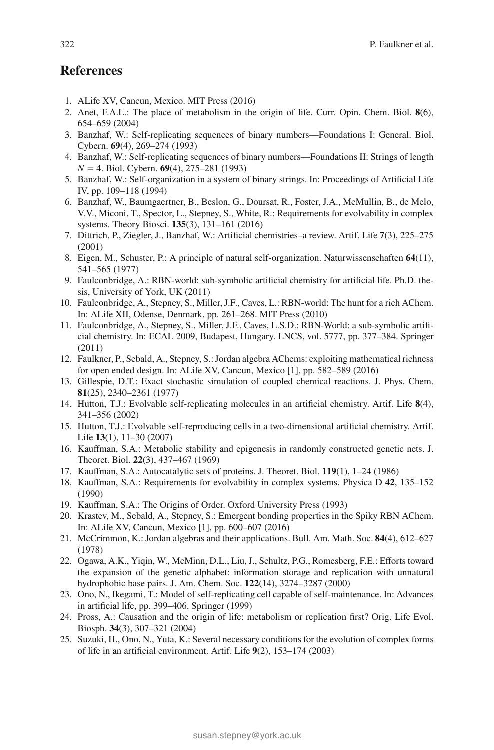## References

1. ALife XV, Cancun, Mexico. MIT Press (2016)
2. Anet, F.A.L.: The place of metabolism in the origin of life. Curr. Opin. Chem. Biol. **8**(6), 654–659 (2004)
3. Banzhaf, W.: Self-replicating sequences of binary numbers—Foundations I: General. Biol. Cybern. **69**(4), 269–274 (1993)
4. Banzhaf, W.: Self-replicating sequences of binary numbers—Foundations II: Strings of length $N = 4$. Biol. Cybern. **69**(4), 275–281 (1993)
5. Banzhaf, W.: Self-organization in a system of binary strings. In: Proceedings of Artificial Life IV, pp. 109–118 (1994)
6. Banzhaf, W., Baumgaertner, B., Beslon, G., Doursat, R., Foster, J.A., McMullin, B., de Melo, V.V., Miconi, T., Spector, L., Stepney, S., White, R.: Requirements for evolvability in complex systems. Theory Biosci. **135**(3), 131–161 (2016)
7. Dittrich, P., Ziegler, J., Banzhaf, W.: Artificial chemistries–a review. Artif. Life **7**(3), 225–275 (2001)
8. Eigen, M., Schuster, P.: A principle of natural self-organization. Naturwissenschaften **64**(11), 541–565 (1977)
9. Faulconbridge, A.: RBN-world: sub-symbolic artificial chemistry for artificial life. Ph.D. thesis, University of York, UK (2011)
10. Faulconbridge, A., Stepney, S., Miller, J.F., Caves, L.: RBN-world: The hunt for a rich AChem. In: ALife XII, Odense, Denmark, pp. 261–268. MIT Press (2010)
11. Faulconbridge, A., Stepney, S., Miller, J.F., Caves, L.S.D.: RBN-World: a sub-symbolic artificial chemistry. In: ECAL 2009, Budapest, Hungary. LNCS, vol. 5777, pp. 377–384. Springer (2011)
12. Faulkner, P., Sebald, A., Stepney, S.: Jordan algebra AChems: exploiting mathematical richness for open ended design. In: ALife XV, Cancun, Mexico [1], pp. 582–589 (2016)
13. Gillespie, D.T.: Exact stochastic simulation of coupled chemical reactions. J. Phys. Chem. **81**(25), 2340–2361 (1977)
14. Hutton, T.J.: Evolvable self-replicating molecules in an artificial chemistry. Artif. Life **8**(4), 341–356 (2002)
15. Hutton, T.J.: Evolvable self-reproducing cells in a two-dimensional artificial chemistry. Artif. Life **13**(1), 11–30 (2007)
16. Kauffman, S.A.: Metabolic stability and epigenesis in randomly constructed genetic nets. J. Theoret. Biol. **22**(3), 437–467 (1969)
17. Kauffman, S.A.: Autocatalytic sets of proteins. J. Theoret. Biol. **119**(1), 1–24 (1986)
18. Kauffman, S.A.: Requirements for evolvability in complex systems. Physica D **42**, 135–152 (1990)
19. Kauffman, S.A.: The Origins of Order. Oxford University Press (1993)
20. Krastev, M., Sebald, A., Stepney, S.: Emergent bonding properties in the Spiky RBN AChem. In: ALife XV, Cancun, Mexico [1], pp. 600–607 (2016)
21. McCrimmon, K.: Jordan algebras and their applications. Bull. Am. Math. Soc. **84**(4), 612–627 (1978)
22. Ogawa, A.K., Yiqin, W., McMinn, D.L., Liu, J., Schultz, P.G., Romesberg, F.E.: Efforts toward the expansion of the genetic alphabet: information storage and replication with unnatural hydrophobic base pairs. J. Am. Chem. Soc. **122**(14), 3274–3287 (2000)
23. Ono, N., Ikegami, T.: Model of self-replicating cell capable of self-maintenance. In: Advances in artificial life, pp. 399–406. Springer (1999)
24. Pross, A.: Causation and the origin of life: metabolism or replication first? Orig. Life Evol. Biosph. **34**(3), 307–321 (2004)
25. Suzuki, H., Ono, N., Yuta, K.: Several necessary conditions for the evolution of complex forms of life in an artificial environment. Artif. Life **9**(2), 153–174 (2003)